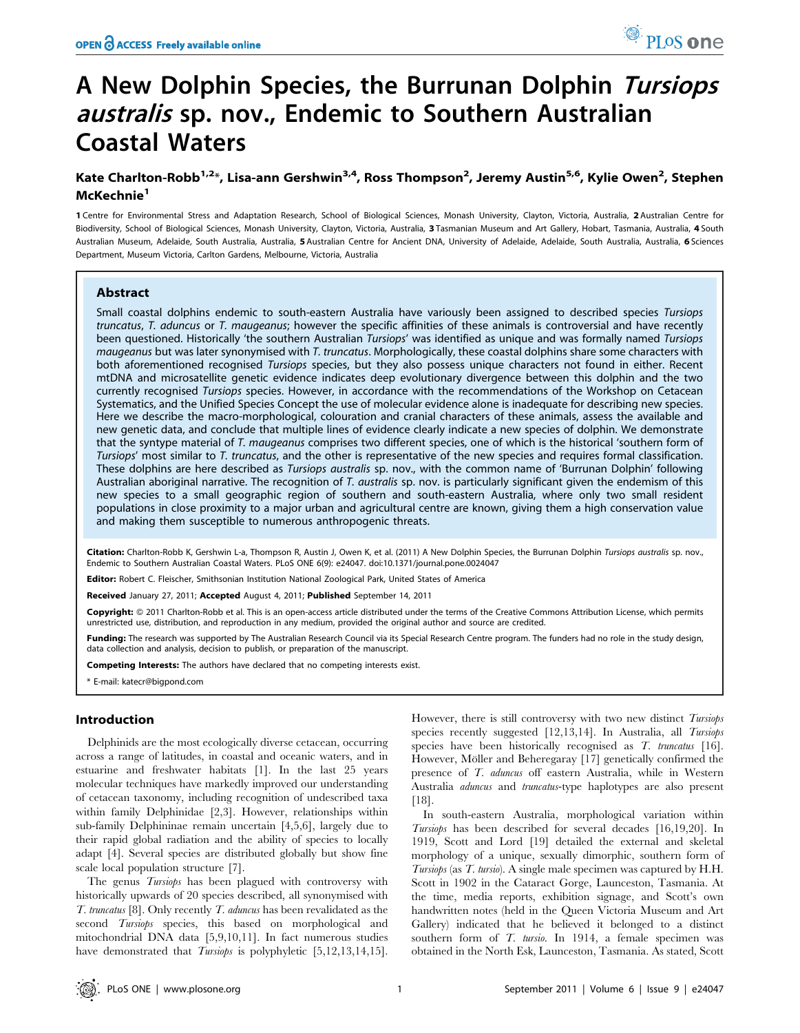# A New Dolphin Species, the Burrunan Dolphin *Tursiops australis* sp. nov., Endemic to Southern Australian Coastal Waters

**Kate Charlton-Robb[1,2]\*, Lisa-ann Gershwin[3,4], Ross Thompson[2], Jeremy Austin[5,6], Kylie Owen[2], Stephen McKechnie[1]**

1 Centre for Environmental Stress and Adaptation Research, School of Biological Sciences, Monash University, Clayton, Victoria, Australia, 2 Australian Centre for Biodiversity, School of Biological Sciences, Monash University, Clayton, Victoria, Australia, 3 Tasmanian Museum and Art Gallery, Hobart, Tasmania, Australia, 4 South Australian Museum, Adelaide, South Australia, Australia, 5 Australian Centre for Ancient DNA, University of Adelaide, Adelaide, South Australia, Australia, 6 Sciences Department, Museum Victoria, Carlton Gardens, Melbourne, Victoria, Australia

## Abstract

Small coastal dolphins endemic to south-eastern Australia have variously been assigned to described species *Tursiops truncatus*, *T. aduncus* or *T. maugeanus*; however the specific affinities of these animals is controversial and have recently been questioned. Historically 'the southern Australian *Tursiops*' was identified as unique and was formally named *Tursiops maugeanus* but was later synonymised with *T. truncatus*. Morphologically, these coastal dolphins share some characters with both aforementioned recognised *Tursiops* species, but they also possess unique characters not found in either. Recent mtDNA and microsatellite genetic evidence indicates deep evolutionary divergence between this dolphin and the two currently recognised *Tursiops* species. However, in accordance with the recommendations of the Workshop on Cetacean Systematics, and the Unified Species Concept the use of molecular evidence alone is inadequate for describing new species. Here we describe the macro-morphological, colouration and cranial characters of these animals, assess the available and new genetic data, and conclude that multiple lines of evidence clearly indicate a new species of dolphin. We demonstrate that the syntype material of *T. maugeanus* comprises two different species, one of which is the historical 'southern form of *Tursiops*' most similar to *T. truncatus*, and the other is representative of the new species and requires formal classification. These dolphins are here described as *Tursiops australis* sp. nov., with the common name of 'Burrunan Dolphin' following Australian aboriginal narrative. The recognition of *T. australis* sp. nov. is particularly significant given the endemism of this new species to a small geographic region of southern and south-eastern Australia, where only two small resident populations in close proximity to a major urban and agricultural centre are known, giving them a high conservation value and making them susceptible to numerous anthropogenic threats.

**Citation:** Charlton-Robb K, Gershwin L-a, Thompson R, Austin J, Owen K, et al. (2011) A New Dolphin Species, the Burrunan Dolphin *Tursiops australis* sp. nov., Endemic to Southern Australian Coastal Waters. PLoS ONE 6(9): e24047. doi:10.1371/journal.pone.0024047

**Editor:** Robert C. Fleischer, Smithsonian Institution National Zoological Park, United States of America

**Received** January 27, 2011; **Accepted** August 4, 2011; **Published** September 14, 2011

**Copyright:** © 2011 Charlton-Robb et al. This is an open-access article distributed under the terms of the Creative Commons Attribution License, which permits unrestricted use, distribution, and reproduction in any medium, provided the original author and source are credited.

**Funding:** The research was supported by The Australian Research Council via its Special Research Centre program. The funders had no role in the study design, data collection and analysis, decision to publish, or preparation of the manuscript.

**Competing Interests:** The authors have declared that no competing interests exist.

\* E-mail: katecr@bigpond.com

## Introduction

Delphinids are the most ecologically diverse cetacean, occurring across a range of latitudes, in coastal and oceanic waters, and in estuarine and freshwater habitats [1]. In the last 25 years molecular techniques have markedly improved our understanding of cetacean taxonomy, including recognition of undescribed taxa within family Delphinidae [2,3]. However, relationships within sub-family Delphininae remain uncertain [4,5,6], largely due to their rapid global radiation and the ability of species to locally adapt [4]. Several species are distributed globally but show fine scale local population structure [7].

The genus *Tursiops* has been plagued with controversy with historically upwards of 20 species described, all synonymised with *T. truncatus* [8]. Only recently *T. aduncus* has been revalidated as the second *Tursiops* species, this based on morphological and mitochondrial DNA data [5,9,10,11]. In fact numerous studies have demonstrated that *Tursiops* is polyphyletic [5,12,13,14,15]. However, there is still controversy with two new distinct *Tursiops* species recently suggested [12,13,14]. In Australia, all *Tursiops* species have been historically recognised as *T. truncatus* [16]. However, Möller and Beheregaray [17] genetically confirmed the presence of *T. aduncus* off eastern Australia, while in Western Australia *aduncus* and *truncatus*-type haplotypes are also present [18].

In south-eastern Australia, morphological variation within *Tursiops* has been described for several decades [16,19,20]. In 1919, Scott and Lord [19] detailed the external and skeletal morphology of a unique, sexually dimorphic, southern form of *Tursiops* (as *T. tursio*). A single male specimen was captured by H.H. Scott in 1902 in the Cataract Gorge, Launceston, Tasmania. At the time, media reports, exhibition signage, and Scott's own handwritten notes (held in the Queen Victoria Museum and Art Gallery) indicated that he believed it belonged to a distinct southern form of *T. tursio*. In 1914, a female specimen was obtained in the North Esk, Launceston, Tasmania. As stated, Scott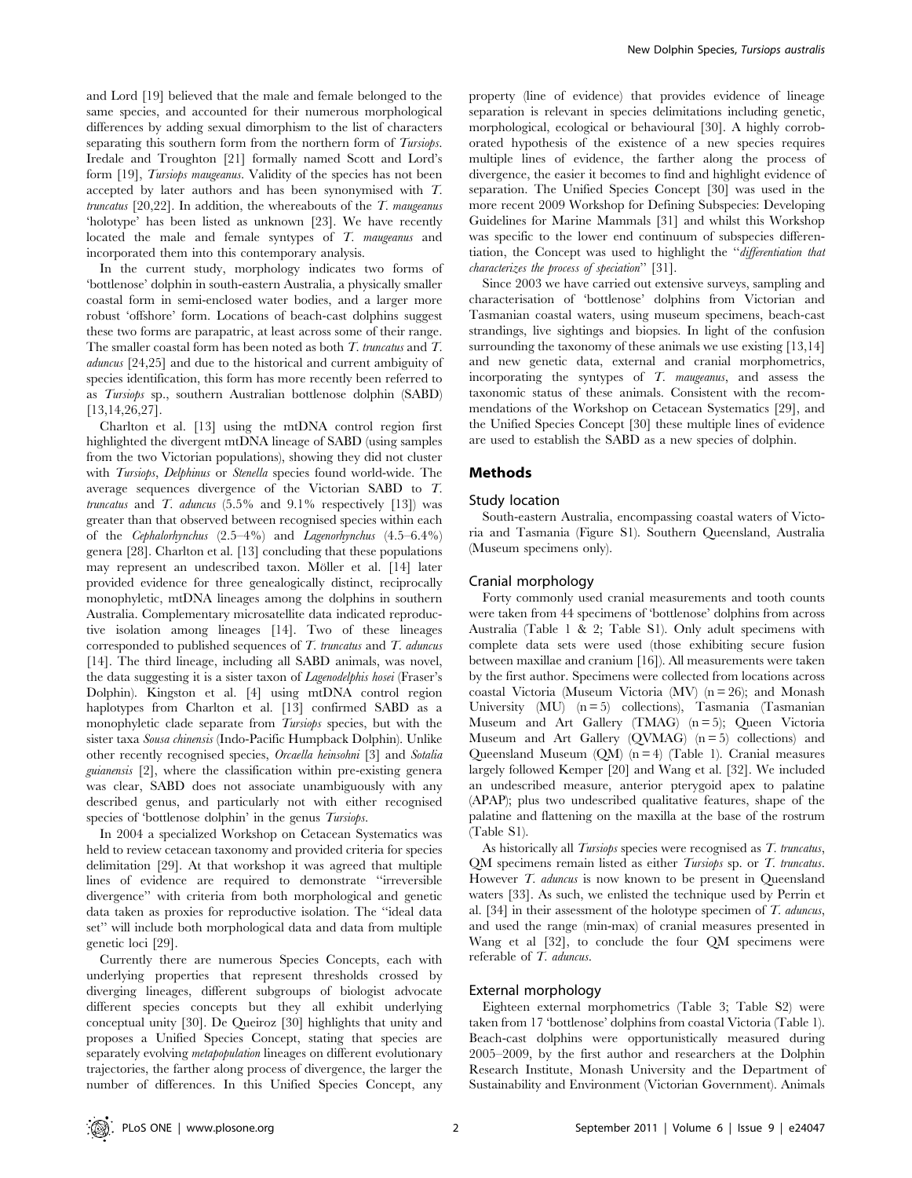and Lord [19] believed that the male and female belonged to the same species, and accounted for their numerous morphological differences by adding sexual dimorphism to the list of characters separating this southern form from the northern form of *Tursiops*. Iredale and Troughton [21] formally named Scott and Lord's form [19], *Tursiops maugeanus*. Validity of the species has not been accepted by later authors and has been synonymised with *T. truncatus* [20,22]. In addition, the whereabouts of the *T. maugeanus* 'holotype' has been listed as unknown [23]. We have recently located the male and female syntypes of *T. maugeanus* and incorporated them into this contemporary analysis.

In the current study, morphology indicates two forms of 'bottlenose' dolphin in south-eastern Australia, a physically smaller coastal form in semi-enclosed water bodies, and a larger more robust 'offshore' form. Locations of beach-cast dolphins suggest these two forms are parapatric, at least across some of their range. The smaller coastal form has been noted as both *T. truncatus* and *T. aduncus* [24,25] and due to the historical and current ambiguity of species identification, this form has more recently been referred to as *Tursiops* sp., southern Australian bottlenose dolphin (SABD) [13,14,26,27].

Charlton et al. [13] using the mtDNA control region first highlighted the divergent mtDNA lineage of SABD (using samples from the two Victorian populations), showing they did not cluster with *Tursiops*, *Delphinus* or *Stenella* species found world-wide. The average sequences divergence of the Victorian SABD to *T. truncatus* and *T. aduncus* (5.5% and 9.1% respectively [13]) was greater than that observed between recognised species within each of the *Cephalorhynchus* (2.5–4%) and *Lagenorhynchus* (4.5–6.4%) genera [28]. Charlton et al. [13] concluding that these populations may represent an undescribed taxon. Möller et al. [14] later provided evidence for three genealogically distinct, reciprocally monophyletic, mtDNA lineages among the dolphins in southern Australia. Complementary microsatellite data indicated reproductive isolation among lineages [14]. Two of these lineages corresponded to published sequences of *T. truncatus* and *T. aduncus* [14]. The third lineage, including all SABD animals, was novel, the data suggesting it is a sister taxon of *Lagenodelphis hosei* (Fraser's Dolphin). Kingston et al. [4] using mtDNA control region haplotypes from Charlton et al. [13] confirmed SABD as a monophyletic clade separate from *Tursiops* species, but with the sister taxa *Sousa chinensis* (Indo-Pacific Humpback Dolphin). Unlike other recently recognised species, *Orcaella heinsohni* [3] and *Sotalia guianensis* [2], where the classification within pre-existing genera was clear, SABD does not associate unambiguously with any described genus, and particularly not with either recognised species of 'bottlenose dolphin' in the genus *Tursiops*.

In 2004 a specialized Workshop on Cetacean Systematics was held to review cetacean taxonomy and provided criteria for species delimitation [29]. At that workshop it was agreed that multiple lines of evidence are required to demonstrate "irreversible divergence" with criteria from both morphological and genetic data taken as proxies for reproductive isolation. The "ideal data set" will include both morphological data and data from multiple genetic loci [29].

Currently there are numerous Species Concepts, each with underlying properties that represent thresholds crossed by diverging lineages, different subgroups of biologist advocate different species concepts but they all exhibit underlying conceptual unity [30]. De Queiroz [30] highlights that unity and proposes a Unified Species Concept, stating that species are separately evolving *metapopulation* lineages on different evolutionary trajectories, the farther along process of divergence, the larger the number of differences. In this Unified Species Concept, any property (line of evidence) that provides evidence of lineage separation is relevant in species delimitations including genetic, morphological, ecological or behavioural [30]. A highly corroborated hypothesis of the existence of a new species requires multiple lines of evidence, the farther along the process of divergence, the easier it becomes to find and highlight evidence of separation. The Unified Species Concept [30] was used in the more recent 2009 Workshop for Defining Subspecies: Developing Guidelines for Marine Mammals [31] and whilst this Workshop was specific to the lower end continuum of subspecies differentiation, the Concept was used to highlight the "*differentiation that characterizes the process of speciation*" [31].

Since 2003 we have carried out extensive surveys, sampling and characterisation of 'bottlenose' dolphins from Victorian and Tasmanian coastal waters, using museum specimens, beach-cast strandings, live sightings and biopsies. In light of the confusion surrounding the taxonomy of these animals we use existing [13,14] and new genetic data, external and cranial morphometrics, incorporating the syntypes of *T. maugeanus*, and assess the taxonomic status of these animals. Consistent with the recommendations of the Workshop on Cetacean Systematics [29], and the Unified Species Concept [30] these multiple lines of evidence are used to establish the SABD as a new species of dolphin.

## Methods

### Study location

South-eastern Australia, encompassing coastal waters of Victoria and Tasmania (Figure S1). Southern Queensland, Australia (Museum specimens only).

### Cranial morphology

Forty commonly used cranial measurements and tooth counts were taken from 44 specimens of 'bottlenose' dolphins from across Australia (Table 1 & 2; Table S1). Only adult specimens with complete data sets were used (those exhibiting secure fusion between maxillae and cranium [16]). All measurements were taken by the first author. Specimens were collected from locations across coastal Victoria (Museum Victoria (MV) (n = 26); and Monash University (MU) (n = 5) collections), Tasmania (Tasmanian Museum and Art Gallery (TMAG) (n = 5); Queen Victoria Museum and Art Gallery (QVMAG) (n = 5) collections) and Queensland Museum (QM) (n = 4) (Table 1). Cranial measures largely followed Kemper [20] and Wang et al. [32]. We included an undescribed measure, anterior pterygoid apex to palatine (APAP); plus two undescribed qualitative features, shape of the palatine and flattening on the maxilla at the base of the rostrum (Table S1).

As historically all *Tursiops* species were recognised as *T. truncatus*, QM specimens remain listed as either *Tursiops* sp. or *T. truncatus*. However *T. aduncus* is now known to be present in Queensland waters [33]. As such, we enlisted the technique used by Perrin et al. [34] in their assessment of the holotype specimen of *T. aduncus*, and used the range (min-max) of cranial measures presented in Wang et al [32], to conclude the four QM specimens were referable of *T. aduncus*.

### External morphology

Eighteen external morphometrics (Table 3; Table S2) were taken from 17 'bottlenose' dolphins from coastal Victoria (Table 1). Beach-cast dolphins were opportunistically measured during 2005–2009, by the first author and researchers at the Dolphin Research Institute, Monash University and the Department of Sustainability and Environment (Victorian Government). Animals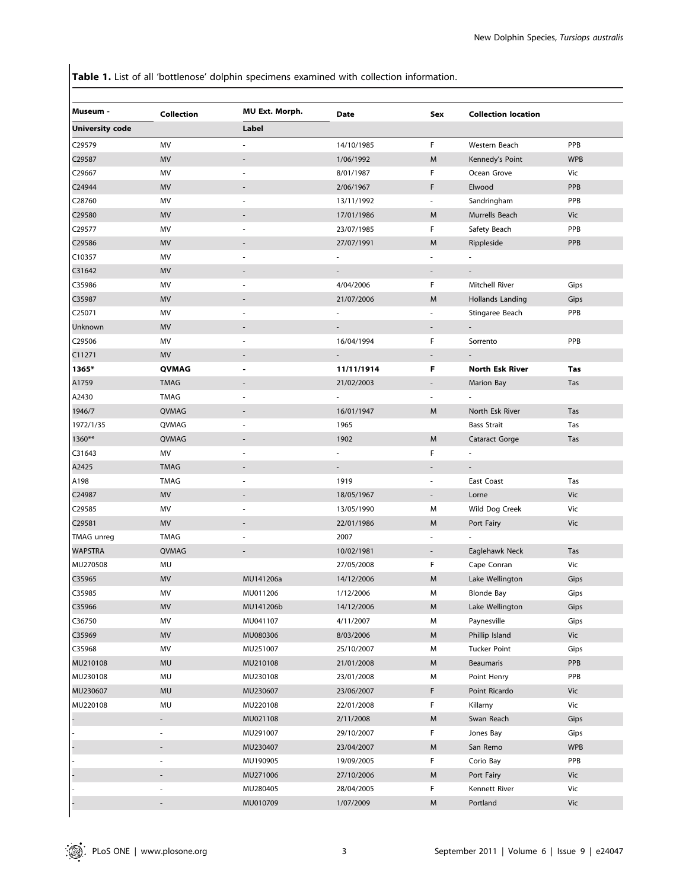**Table 1.** List of all 'bottlenose' dolphin specimens examined with collection information.

| Museum - University code | Collection | MU Ext. Morph. Label | Date | Sex | Collection location | |
|---|---|---|---|---|---|---|
| C29579 | MV | - | 14/10/1985 | F | Western Beach | PPB |
| C29587 | MV | - | 1/06/1992 | M | Kennedy's Point | WPB |
| C29667 | MV | - | 8/01/1987 | F | Ocean Grove | Vic |
| C24944 | MV | - | 2/06/1967 | F | Elwood | PPB |
| C28760 | MV | - | 13/11/1992 | - | Sandringham | PPB |
| C29580 | MV | - | 17/01/1986 | M | Murrells Beach | Vic |
| C29577 | MV | - | 23/07/1985 | F | Safety Beach | PPB |
| C29586 | MV | - | 27/07/1991 | M | Rippleside | PPB |
| C10357 | MV | - | - | - | - | |
| C31642 | MV | - | - | - | - | |
| C35986 | MV | - | 4/04/2006 | F | Mitchell River | Gips |
| C35987 | MV | - | 21/07/2006 | M | Hollands Landing | Gips |
| C25071 | MV | - | - | - | Stingaree Beach | PPB |
| Unknown | MV | - | - | - | - | |
| C29506 | MV | - | 16/04/1994 | F | Sorrento | PPB |
| C11271 | MV | - | - | - | - | |
| **1365*** | **QVMAG** | **-** | **11/11/1914** | **F** | **North Esk River** | **Tas** |
| A1759 | TMAG | - | 21/02/2003 | - | Marion Bay | Tas |
| A2430 | TMAG | - | - | - | - | |
| 1946/7 | QVMAG | - | 16/01/1947 | M | North Esk River | Tas |
| 1972/1/35 | QVMAG | - | 1965 | | Bass Strait | Tas |
| 1360** | QVMAG | - | 1902 | M | Cataract Gorge | Tas |
| C31643 | MV | - | - | F | - | |
| A2425 | TMAG | - | - | - | - | |
| A198 | TMAG | - | 1919 | - | East Coast | Tas |
| C24987 | MV | - | 18/05/1967 | - | Lorne | Vic |
| C29585 | MV | - | 13/05/1990 | M | Wild Dog Creek | Vic |
| C29581 | MV | - | 22/01/1986 | M | Port Fairy | Vic |
| TMAG unreg | TMAG | - | 2007 | - | - | |
| WAPSTRA | QVMAG | - | 10/02/1981 | - | Eaglehawk Neck | Tas |
| MU270508 | MU | | 27/05/2008 | F | Cape Conran | Vic |
| C35965 | MV | MU141206a | 14/12/2006 | M | Lake Wellington | Gips |
| C35985 | MV | MU011206 | 1/12/2006 | M | Blonde Bay | Gips |
| C35966 | MV | MU141206b | 14/12/2006 | M | Lake Wellington | Gips |
| C36750 | MV | MU041107 | 4/11/2007 | M | Paynesville | Gips |
| C35969 | MV | MU080306 | 8/03/2006 | M | Phillip Island | Vic |
| C35968 | MV | MU251007 | 25/10/2007 | M | Tucker Point | Gips |
| MU210108 | MU | MU210108 | 21/01/2008 | M | Beaumaris | PPB |
| MU230108 | MU | MU230108 | 23/01/2008 | M | Point Henry | PPB |
| MU230607 | MU | MU230607 | 23/06/2007 | F | Point Ricardo | Vic |
| MU220108 | MU | MU220108 | 22/01/2008 | F | Killarny | Vic |
| - | - | MU021108 | 2/11/2008 | M | Swan Reach | Gips |
| - | - | MU291007 | 29/10/2007 | F | Jones Bay | Gips |
| - | - | MU230407 | 23/04/2007 | M | San Remo | WPB |
| - | - | MU190905 | 19/09/2005 | F | Corio Bay | PPB |
| - | - | MU271006 | 27/10/2006 | M | Port Fairy | Vic |
| - | - | MU280405 | 28/04/2005 | F | Kennett River | Vic |
| - | - | MU010709 | 1/07/2009 | M | Portland | Vic |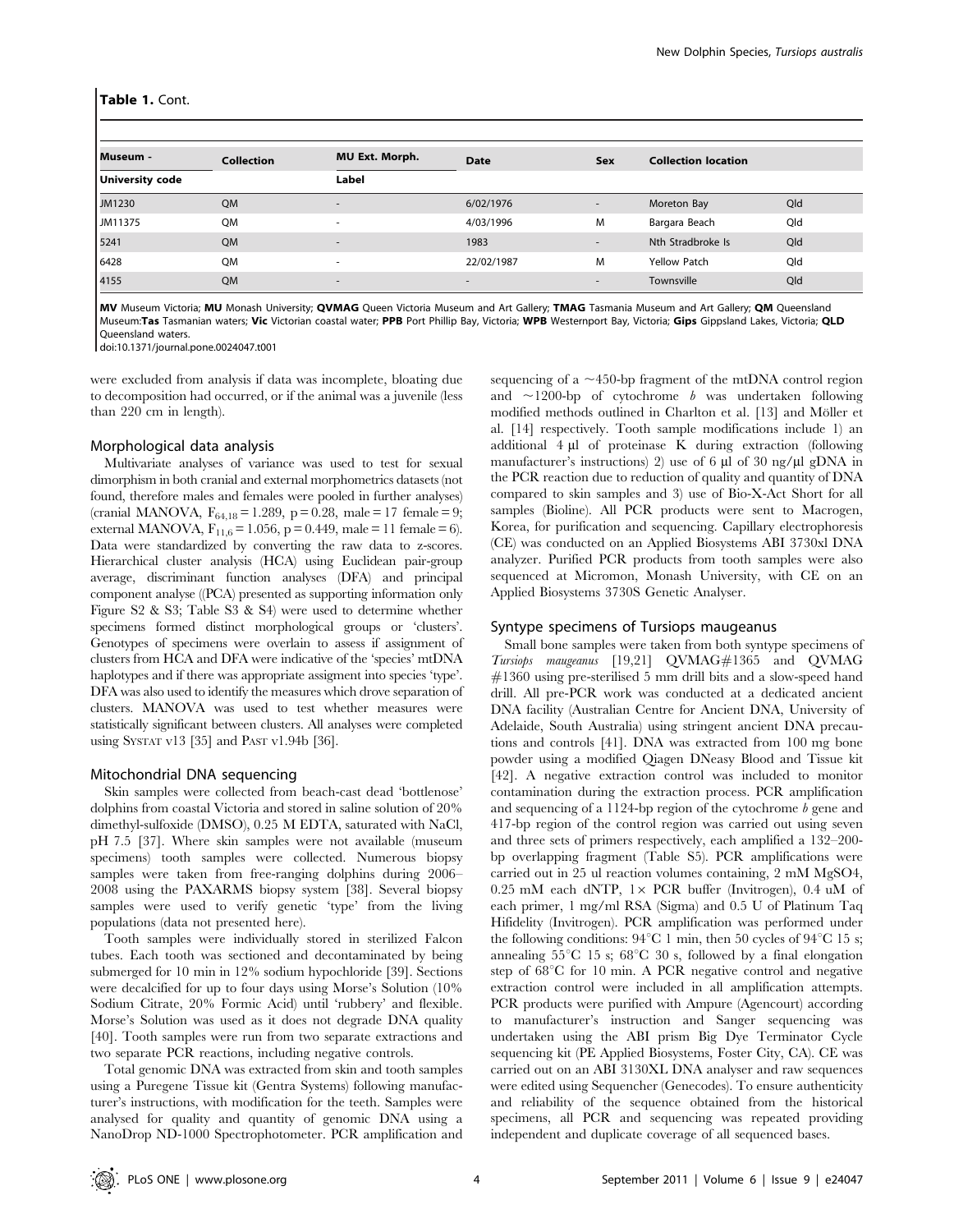**Table 1.** Cont.

| Museum - University code | Collection | MU Ext. Morph. Label | Date | Sex | Collection location | |
|---|---|---|---|---|---|---|
| JM1230 | QM | - | 6/02/1976 | - | Moreton Bay | Qld |
| JM11375 | QM | - | 4/03/1996 | M | Bargara Beach | Qld |
| 5241 | QM | - | 1983 | - | Nth Stradbroke Is | Qld |
| 6428 | QM | - | 22/02/1987 | M | Yellow Patch | Qld |
| 4155 | QM | - | - | - | Townsville | Qld |

**MV** Museum Victoria; **MU** Monash University; **QVMAG** Queen Victoria Museum and Art Gallery; **TMAG** Tasmania Museum and Art Gallery; **QM** Queensland Museum:**Tas** Tasmanian waters; **Vic** Victorian coastal water; **PPB** Port Phillip Bay, Victoria; **WPB** Westernport Bay, Victoria; **Gips** Gippsland Lakes, Victoria; **QLD** Queensland waters.

doi:10.1371/journal.pone.0024047.t001

were excluded from analysis if data was incomplete, bloating due to decomposition had occurred, or if the animal was a juvenile (less than 220 cm in length).

### Morphological data analysis

Multivariate analyses of variance was used to test for sexual dimorphism in both cranial and external morphometrics datasets (not found, therefore males and females were pooled in further analyses) (cranial MANOVA, $F_{64,18} = 1.289$, $p = 0.28$, male = 17 female = 9; external MANOVA, $F_{11,6} = 1.056$, $p = 0.449$, male = 11 female = 6). Data were standardized by converting the raw data to z-scores. Hierarchical cluster analysis (HCA) using Euclidean pair-group average, discriminant function analyses (DFA) and principal component analyse ((PCA) presented as supporting information only Figure S2 & S3; Table S3 & S4) were used to determine whether specimens formed distinct morphological groups or 'clusters'. Genotypes of specimens were overlain to assess if assignment of clusters from HCA and DFA were indicative of the 'species' mtDNA haplotypes and if there was appropriate assignment into species 'type'. DFA was also used to identify the measures which drove separation of clusters. MANOVA was used to test whether measures were statistically significant between clusters. All analyses were completed using SYSTAT v13 [35] and PAST v1.94b [36].

### Mitochondrial DNA sequencing

Skin samples were collected from beach-cast dead 'bottlenose' dolphins from coastal Victoria and stored in saline solution of 20% dimethyl-sulfoxide (DMSO), 0.25 M EDTA, saturated with NaCl, pH 7.5 [37]. Where skin samples were not available (museum specimens) tooth samples were collected. Numerous biopsy samples were taken from free-ranging dolphins during 2006–2008 using the PAXARMS biopsy system [38]. Several biopsy samples were used to verify genetic 'type' from the living populations (data not presented here).

Tooth samples were individually stored in sterilized Falcon tubes. Each tooth was sectioned and decontaminated by being submerged for 10 min in 12% sodium hypochloride [39]. Sections were decalcified for up to four days using Morse's Solution (10% Sodium Citrate, 20% Formic Acid) until 'rubbery' and flexible. Morse's Solution was used as it does not degrade DNA quality [40]. Tooth samples were run from two separate extractions and two separate PCR reactions, including negative controls.

Total genomic DNA was extracted from skin and tooth samples using a Puregene Tissue kit (Gentra Systems) following manufacturer's instructions, with modification for the teeth. Samples were analysed for quality and quantity of genomic DNA using a NanoDrop ND-1000 Spectrophotometer. PCR amplification and sequencing of a ~450-bp fragment of the mtDNA control region and ~1200-bp of cytochrome *b* was undertaken following modified methods outlined in Charlton et al. [13] and Möller et al. [14] respectively. Tooth sample modifications include 1) an additional 4 µl of proteinase K during extraction (following manufacturer's instructions) 2) use of 6 µl of 30 ng/µl gDNA in the PCR reaction due to reduction of quality and quantity of DNA compared to skin samples and 3) use of Bio-X-Act Short for all samples (Bioline). All PCR products were sent to Macrogen, Korea, for purification and sequencing. Capillary electrophoresis (CE) was conducted on an Applied Biosystems ABI 3730xl DNA analyzer. Purified PCR products from tooth samples were also sequenced at Micromon, Monash University, with CE on an Applied Biosystems 3730S Genetic Analyser.

### Syntype specimens of Tursiops maugeanus

Small bone samples were taken from both syntype specimens of *Tursiops maugeanus* [19,21] QVMAG#1365 and QVMAG #1360 using pre-sterilised 5 mm drill bits and a slow-speed hand drill. All pre-PCR work was conducted at a dedicated ancient DNA facility (Australian Centre for Ancient DNA, University of Adelaide, South Australia) using stringent ancient DNA precautions and controls [41]. DNA was extracted from 100 mg bone powder using a modified Qiagen DNeasy Blood and Tissue kit [42]. A negative extraction control was included to monitor contamination during the extraction process. PCR amplification and sequencing of a 1124-bp region of the cytochrome *b* gene and 417-bp region of the control region was carried out using seven and three sets of primers respectively, each amplified a 132–200-bp overlapping fragment (Table S5). PCR amplifications were carried out in 25 ul reaction volumes containing, 2 mM MgSO4, 0.25 mM each dNTP, 1× PCR buffer (Invitrogen), 0.4 uM of each primer, 1 mg/ml RSA (Sigma) and 0.5 U of Platinum Taq Hifidelity (Invitrogen). PCR amplification was performed under the following conditions: 94°C 1 min, then 50 cycles of 94°C 15 s; annealing 55°C 15 s; 68°C 30 s, followed by a final elongation step of 68°C for 10 min. A PCR negative control and negative extraction control were included in all amplification attempts. PCR products were purified with Ampure (Agencourt) according to manufacturer's instruction and Sanger sequencing was undertaken using the ABI prism Big Dye Terminator Cycle sequencing kit (PE Applied Biosystems, Foster City, CA). CE was carried out on an ABI 3130XL DNA analyser and raw sequences were edited using Sequencher (Genecodes). To ensure authenticity and reliability of the sequence obtained from the historical specimens, all PCR and sequencing was repeated providing independent and duplicate coverage of all sequenced bases.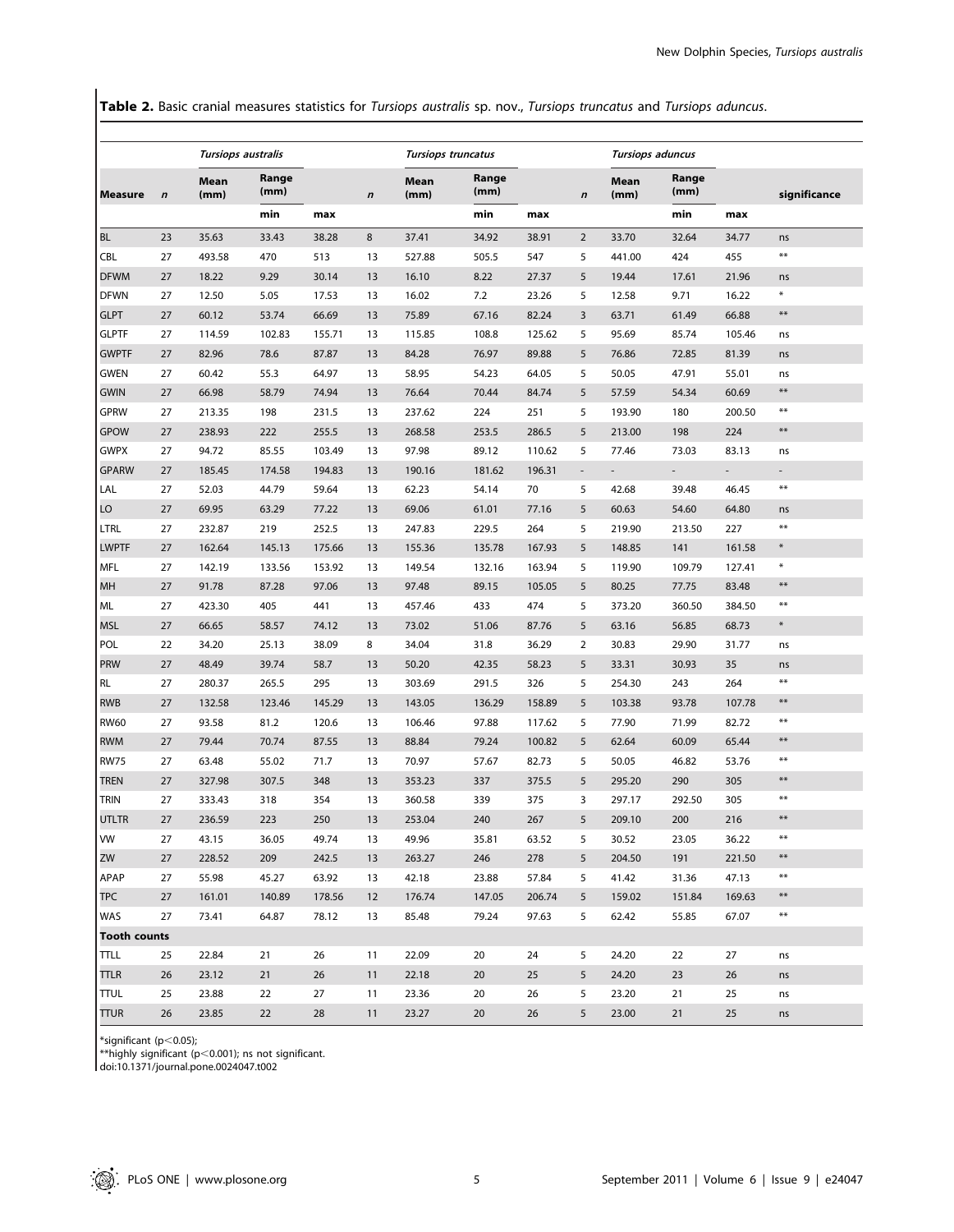**Table 2.** Basic cranial measures statistics for *Tursiops australis* sp. nov., *Tursiops truncatus* and *Tursiops aduncus*.

| | *Tursiops australis* | | | | *Tursiops truncatus* | | | | *Tursiops aduncus* | | | | |
|---|---|---|---|---|---|---|---|---|---|---|---|---|---|
| **Measure** | ***n*** | **Mean (mm)** | **Range (mm)** | | ***n*** | **Mean (mm)** | **Range (mm)** | | ***n*** | **Mean (mm)** | **Range (mm)** | | **significance** |
| | | | **min** | **max** | | | **min** | **max** | | | **min** | **max** | |
| BL | 23 | 35.63 | 33.43 | 38.28 | 8 | 37.41 | 34.92 | 38.91 | 2 | 33.70 | 32.64 | 34.77 | ns |
| CBL | 27 | 493.58 | 470 | 513 | 13 | 527.88 | 505.5 | 547 | 5 | 441.00 | 424 | 455 | ** |
| DFWM | 27 | 18.22 | 9.29 | 30.14 | 13 | 16.10 | 8.22 | 27.37 | 5 | 19.44 | 17.61 | 21.96 | ns |
| DFWN | 27 | 12.50 | 5.05 | 17.53 | 13 | 16.02 | 7.2 | 23.26 | 5 | 12.58 | 9.71 | 16.22 | * |
| GLPT | 27 | 60.12 | 53.74 | 66.69 | 13 | 75.89 | 67.16 | 82.24 | 3 | 63.71 | 61.49 | 66.88 | ** |
| GLPTF | 27 | 114.59 | 102.83 | 155.71 | 13 | 115.85 | 108.8 | 125.62 | 5 | 95.69 | 85.74 | 105.46 | ns |
| GWPTF | 27 | 82.96 | 78.6 | 87.87 | 13 | 84.28 | 76.97 | 89.88 | 5 | 76.86 | 72.85 | 81.39 | ns |
| GWEN | 27 | 60.42 | 55.3 | 64.97 | 13 | 58.95 | 54.23 | 64.05 | 5 | 50.05 | 47.91 | 55.01 | ns |
| GWIN | 27 | 66.98 | 58.79 | 74.94 | 13 | 76.64 | 70.44 | 84.74 | 5 | 57.59 | 54.34 | 60.69 | ** |
| GPRW | 27 | 213.35 | 198 | 231.5 | 13 | 237.62 | 224 | 251 | 5 | 193.90 | 180 | 200.50 | ** |
| GPOW | 27 | 238.93 | 222 | 255.5 | 13 | 268.58 | 253.5 | 286.5 | 5 | 213.00 | 198 | 224 | ** |
| GWPX | 27 | 94.72 | 85.55 | 103.49 | 13 | 97.98 | 89.12 | 110.62 | 5 | 77.46 | 73.03 | 83.13 | ns |
| GPARW | 27 | 185.45 | 174.58 | 194.83 | 13 | 190.16 | 181.62 | 196.31 | - | - | - | - | - |
| LAL | 27 | 52.03 | 44.79 | 59.64 | 13 | 62.23 | 54.14 | 70 | 5 | 42.68 | 39.48 | 46.45 | ** |
| LO | 27 | 69.95 | 63.29 | 77.22 | 13 | 69.06 | 61.01 | 77.16 | 5 | 60.63 | 54.60 | 64.80 | ns |
| LTRL | 27 | 232.87 | 219 | 252.5 | 13 | 247.83 | 229.5 | 264 | 5 | 219.90 | 213.50 | 227 | ** |
| LWPTF | 27 | 162.64 | 145.13 | 175.66 | 13 | 155.36 | 135.78 | 167.93 | 5 | 148.85 | 141 | 161.58 | * |
| MFL | 27 | 142.19 | 133.56 | 153.92 | 13 | 149.54 | 132.16 | 163.94 | 5 | 119.90 | 109.79 | 127.41 | * |
| MH | 27 | 91.78 | 87.28 | 97.06 | 13 | 97.48 | 89.15 | 105.05 | 5 | 80.25 | 77.75 | 83.48 | ** |
| ML | 27 | 423.30 | 405 | 441 | 13 | 457.46 | 433 | 474 | 5 | 373.20 | 360.50 | 384.50 | ** |
| MSL | 27 | 66.65 | 58.57 | 74.12 | 13 | 73.02 | 51.06 | 87.76 | 5 | 63.16 | 56.85 | 68.73 | * |
| POL | 22 | 34.20 | 25.13 | 38.09 | 8 | 34.04 | 31.8 | 36.29 | 2 | 30.83 | 29.90 | 31.77 | ns |
| PRW | 27 | 48.49 | 39.74 | 58.7 | 13 | 50.20 | 42.35 | 58.23 | 5 | 33.31 | 30.93 | 35 | ns |
| RL | 27 | 280.37 | 265.5 | 295 | 13 | 303.69 | 291.5 | 326 | 5 | 254.30 | 243 | 264 | ** |
| RWB | 27 | 132.58 | 123.46 | 145.29 | 13 | 143.05 | 136.29 | 158.89 | 5 | 103.38 | 93.78 | 107.78 | ** |
| RW60 | 27 | 93.58 | 81.2 | 120.6 | 13 | 106.46 | 97.88 | 117.62 | 5 | 77.90 | 71.99 | 82.72 | ** |
| RWM | 27 | 79.44 | 70.74 | 87.55 | 13 | 88.84 | 79.24 | 100.82 | 5 | 62.64 | 60.09 | 65.44 | ** |
| RW75 | 27 | 63.48 | 55.02 | 71.7 | 13 | 70.97 | 57.67 | 82.73 | 5 | 50.05 | 46.82 | 53.76 | ** |
| TREN | 27 | 327.98 | 307.5 | 348 | 13 | 353.23 | 337 | 375.5 | 5 | 295.20 | 290 | 305 | ** |
| TRIN | 27 | 333.43 | 318 | 354 | 13 | 360.58 | 339 | 375 | 3 | 297.17 | 292.50 | 305 | ** |
| UTLTR | 27 | 236.59 | 223 | 250 | 13 | 253.04 | 240 | 267 | 5 | 209.10 | 200 | 216 | ** |
| VW | 27 | 43.15 | 36.05 | 49.74 | 13 | 49.96 | 35.81 | 63.52 | 5 | 30.52 | 23.05 | 36.22 | ** |
| ZW | 27 | 228.52 | 209 | 242.5 | 13 | 263.27 | 246 | 278 | 5 | 204.50 | 191 | 221.50 | ** |
| APAP | 27 | 55.98 | 45.27 | 63.92 | 13 | 42.18 | 23.88 | 57.84 | 5 | 41.42 | 31.36 | 47.13 | ** |
| TPC | 27 | 161.01 | 140.89 | 178.56 | 12 | 176.74 | 147.05 | 206.74 | 5 | 159.02 | 151.84 | 169.63 | ** |
| WAS | 27 | 73.41 | 64.87 | 78.12 | 13 | 85.48 | 79.24 | 97.63 | 5 | 62.42 | 55.85 | 67.07 | ** |
| **Tooth counts** | | | | | | | | | | | | | |
| TTLL | 25 | 22.84 | 21 | 26 | 11 | 22.09 | 20 | 24 | 5 | 24.20 | 22 | 27 | ns |
| TTLR | 26 | 23.12 | 21 | 26 | 11 | 22.18 | 20 | 25 | 5 | 24.20 | 23 | 26 | ns |
| TTUL | 25 | 23.88 | 22 | 27 | 11 | 23.36 | 20 | 26 | 5 | 23.20 | 21 | 25 | ns |
| TTUR | 26 | 23.85 | 22 | 28 | 11 | 23.27 | 20 | 26 | 5 | 23.00 | 21 | 25 | ns |

*significant ($p<0.05$);
**highly significant ($p<0.001$); ns not significant.
doi:10.1371/journal.pone.0024047.t002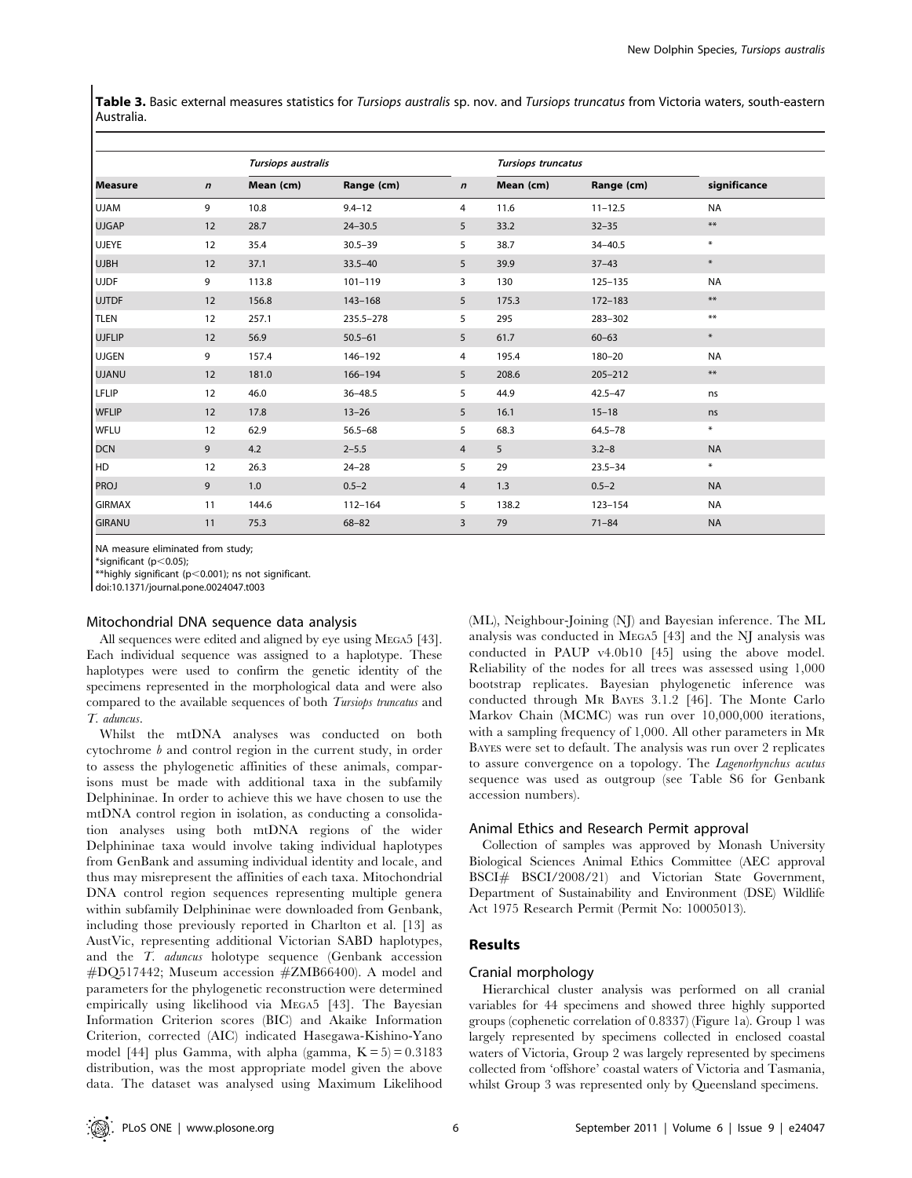**Table 3.** Basic external measures statistics for *Tursiops australis* sp. nov. and *Tursiops truncatus* from Victoria waters, south-eastern Australia.

| | *Tursiops australis* | | | *Tursiops truncatus* | | | |
|---|---|---|---|---|---|---|---|
| **Measure** | ***n*** | **Mean (cm)** | **Range (cm)** | ***n*** | **Mean (cm)** | **Range (cm)** | **significance** |
| UJAM | 9 | 10.8 | 9.4–12 | 4 | 11.6 | 11–12.5 | NA |
| UJGAP | 12 | 28.7 | 24–30.5 | 5 | 33.2 | 32–35 | ** |
| UJEYE | 12 | 35.4 | 30.5–39 | 5 | 38.7 | 34–40.5 | * |
| UJBH | 12 | 37.1 | 33.5–40 | 5 | 39.9 | 37–43 | * |
| UJDF | 9 | 113.8 | 101–119 | 3 | 130 | 125–135 | NA |
| UJTDF | 12 | 156.8 | 143–168 | 5 | 175.3 | 172–183 | ** |
| TLEN | 12 | 257.1 | 235.5–278 | 5 | 295 | 283–302 | ** |
| UJFLIP | 12 | 56.9 | 50.5–61 | 5 | 61.7 | 60–63 | * |
| UJGEN | 9 | 157.4 | 146–192 | 4 | 195.4 | 180–20 | NA |
| UJANU | 12 | 181.0 | 166–194 | 5 | 208.6 | 205–212 | ** |
| LFLIP | 12 | 46.0 | 36–48.5 | 5 | 44.9 | 42.5–47 | ns |
| WFLIP | 12 | 17.8 | 13–26 | 5 | 16.1 | 15–18 | ns |
| WFLU | 12 | 62.9 | 56.5–68 | 5 | 68.3 | 64.5–78 | * |
| DCN | 9 | 4.2 | 2–5.5 | 4 | 5 | 3.2–8 | NA |
| HD | 12 | 26.3 | 24–28 | 5 | 29 | 23.5–34 | * |
| PROJ | 9 | 1.0 | 0.5–2 | 4 | 1.3 | 0.5–2 | NA |
| GIRMAX | 11 | 144.6 | 112–164 | 5 | 138.2 | 123–154 | NA |
| GIRANU | 11 | 75.3 | 68–82 | 3 | 79 | 71–84 | NA |

NA measure eliminated from study;
*significant ($p<0.05$);
**highly significant ($p<0.001$); ns not significant.
doi:10.1371/journal.pone.0024047.t003

### Mitochondrial DNA sequence data analysis

All sequences were edited and aligned by eye using MEGA5 [43]. Each individual sequence was assigned to a haplotype. These haplotypes were used to confirm the genetic identity of the specimens represented in the morphological data and were also compared to the available sequences of both *Tursiops truncatus* and *T. aduncus*.

Whilst the mtDNA analyses was conducted on both cytochrome *b* and control region in the current study, in order to assess the phylogenetic affinities of these animals, comparisons must be made with additional taxa in the subfamily Delphininae. In order to achieve this we have chosen to use the mtDNA control region in isolation, as conducting a consolidation analyses using both mtDNA regions of the wider Delphininae taxa would involve taking individual haplotypes from GenBank and assuming individual identity and locale, and thus may misrepresent the affinities of each taxa. Mitochondrial DNA control region sequences representing multiple genera within subfamily Delphininae were downloaded from Genbank, including those previously reported in Charlton et al. [13] as AustVic, representing additional Victorian SABD haplotypes, and the *T. aduncus* holotype sequence (Genbank accession #DQ517442; Museum accession #ZMB66400). A model and parameters for the phylogenetic reconstruction were determined empirically using likelihood via MEGA5 [43]. The Bayesian Information Criterion scores (BIC) and Akaike Information Criterion, corrected (AIC) indicated Hasegawa-Kishino-Yano model [44] plus Gamma, with alpha (gamma, $K=5$) = 0.3183 distribution, was the most appropriate model given the above data. The dataset was analysed using Maximum Likelihood (ML), Neighbour-Joining (NJ) and Bayesian inference. The ML analysis was conducted in MEGA5 [43] and the NJ analysis was conducted in PAUP v4.0b10 [45] using the above model. Reliability of the nodes for all trees was assessed using 1,000 bootstrap replicates. Bayesian phylogenetic inference was conducted through MR BAYES 3.1.2 [46]. The Monte Carlo Markov Chain (MCMC) was run over 10,000,000 iterations, with a sampling frequency of 1,000. All other parameters in MR BAYES were set to default. The analysis was run over 2 replicates to assure convergence on a topology. The *Lagenorhynchus acutus* sequence was used as outgroup (see Table S6 for Genbank accession numbers).

### Animal Ethics and Research Permit approval

Collection of samples was approved by Monash University Biological Sciences Animal Ethics Committee (AEC approval BSCI# BSCI/2008/21) and Victorian State Government, Department of Sustainability and Environment (DSE) Wildlife Act 1975 Research Permit (Permit No: 10005013).

## Results

### Cranial morphology

Hierarchical cluster analysis was performed on all cranial variables for 44 specimens and showed three highly supported groups (cophenetic correlation of 0.8337) (Figure 1a). Group 1 was largely represented by specimens collected in enclosed coastal waters of Victoria, Group 2 was largely represented by specimens collected from 'offshore' coastal waters of Victoria and Tasmania, whilst Group 3 was represented only by Queensland specimens.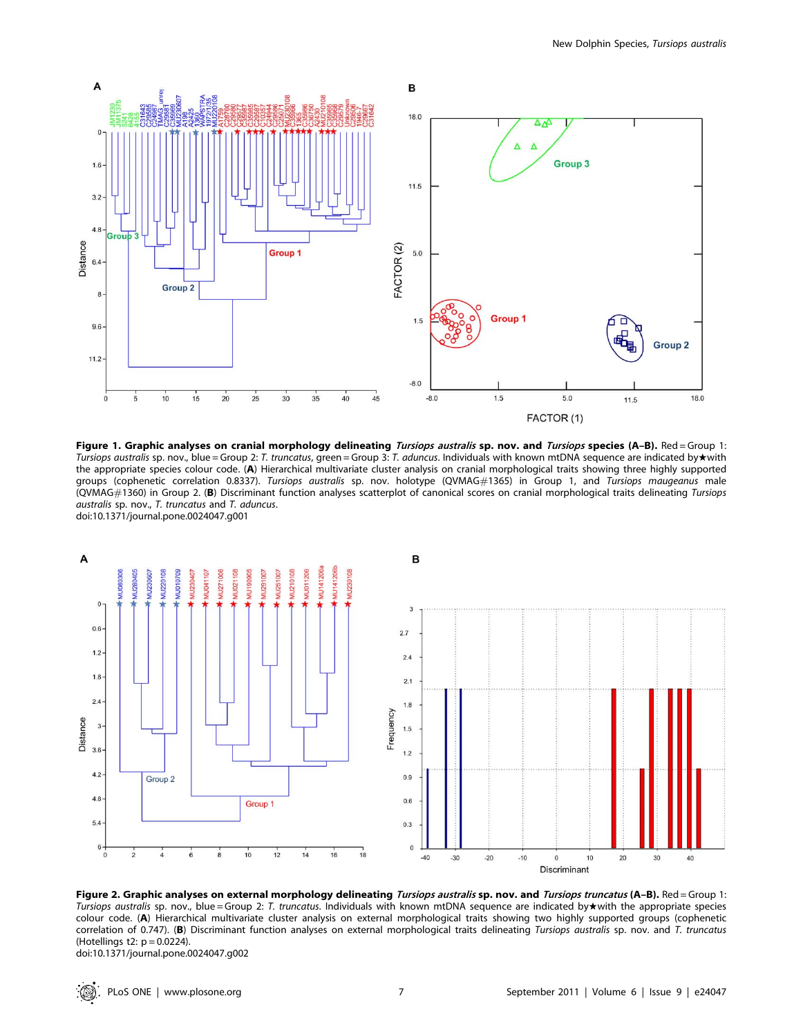**Figure 1. Graphic analyses on cranial morphology delineating *Tursiops australis* sp. nov. and *Tursiops* species (A–B).** Red = Group 1: *Tursiops australis* sp. nov., blue = Group 2: *T. truncatus*, green = Group 3: *T. aduncus*. Individuals with known mtDNA sequence are indicated by★with the appropriate species colour code. (**A**) Hierarchical multivariate cluster analysis on cranial morphological traits showing three highly supported groups (cophenetic correlation 0.8337). *Tursiops australis* sp. nov. holotype (QVMAG#1365) in Group 1, and *Tursiops maugeanus* male (QVMAG#1360) in Group 2. (**B**) Discriminant function analyses scatterplot of canonical scores on cranial morphological traits delineating *Tursiops australis* sp. nov., *T. truncatus* and *T. aduncus*.
doi:10.1371/journal.pone.0024047.g001

**Figure 2. Graphic analyses on external morphology delineating *Tursiops australis* sp. nov. and *Tursiops truncatus* (A–B).** Red = Group 1: *Tursiops australis* sp. nov., blue = Group 2: *T. truncatus*. Individuals with known mtDNA sequence are indicated by★with the appropriate species colour code. (**A**) Hierarchical multivariate cluster analysis on external morphological traits showing two highly supported groups (cophenetic correlation of 0.747). (**B**) Discriminant function analyses on external morphological traits delineating *Tursiops australis* sp. nov. and *T. truncatus* (Hotellings t2: $p = 0.0224$).
doi:10.1371/journal.pone.0024047.g002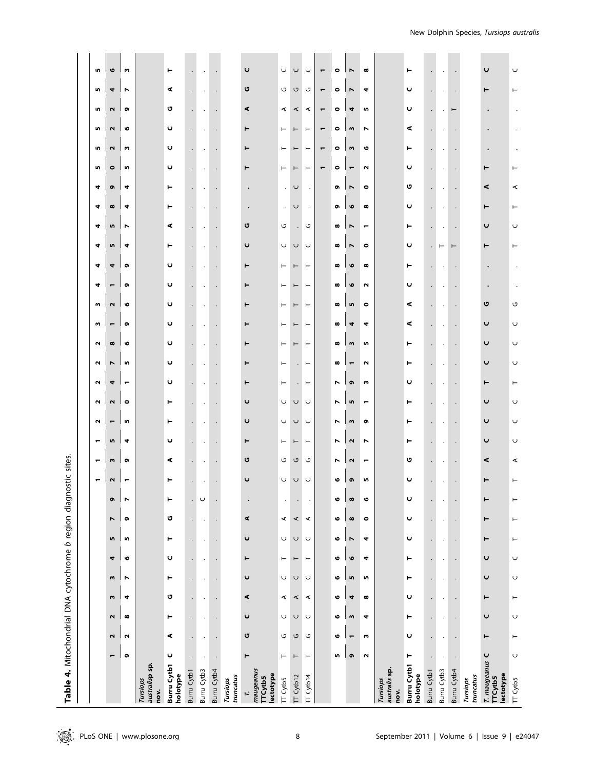**Table 4.** Mitochondrial DNA cytochrome *b* region diagnostic sites.

| | 19 | 22 | 28 | 34 | 37 | 46 | 55 | 79 | 97 | 121 | 139 | 154 | 215 | 220 | 241 | 275 | 286 | 319 | 326 | 419 | 449 | 454 | 457 | 484 | 494 | 505 | 523 | 526 | 529 | 547 | 563 |
|---|---|---|---|---|---|---|---|---|---|---|---|---|---|---|---|---|---|---|---|---|---|---|---|---|---|---|---|---|---|---|---|
| ***Tursiops australis* sp. nov.** | | | | | | | | | | | | | | | | | | | | | | | | | | | | | | | |
| **Burru Cytb1 holotype** | C | A | T | G | T | C | T | G | T | T | A | C | T | T | C | C | C | C | C | C | C | T | A | T | T | C | C | C | G | A | T |
| Burru Cytb1 | . | . | . | . | . | . | . | . | . | . | . | . | . | . | . | . | . | . | . | . | . | . | . | . | . | . | . | . | . | . | . |
| Burru Cytb3 | . | . | . | . | . | . | . | . | C | . | . | . | . | . | . | . | . | . | . | . | . | . | . | . | . | . | . | . | . | . | . |
| Burru Cytb4 | . | . | . | . | . | . | . | . | . | . | . | . | . | . | . | . | . | . | . | . | . | . | . | . | . | . | . | . | . | . | . |
| ***Tursiops truncatus*** | | | | | | | | | | | | | | | | | | | | | | | | | | | | | | | |
| ***T. maugeanus* TTCytb5 lectotype** | T | G | C | A | C | T | C | A | . | C | G | T | C | C | T | T | T | T | T | T | T | C | G | . | . | T | T | T | A | G | C |
| TT Cytb5 | T | G | C | A | C | T | C | A | . | C | G | T | C | C | T | T | T | T | T | T | T | C | G | . | . | T | T | T | A | G | C |
| TT Cytb12 | T | G | C | A | C | T | C | A | . | C | G | T | C | C | . | T | T | T | T | T | T | C | . | C | C | T | T | T | A | G | C |
| TT Cytb14 | T | G | C | A | C | T | C | A | . | C | G | T | C | C | T | T | T | T | T | T | T | C | G | . | . | T | T | T | A | G | C |

| | 592 | 613 | 634 | 648 | 655 | 664 | 674 | 680 | 686 | 695 | 721 | 737 | 751 | 793 | 812 | 835 | 844 | 850 | 862 | 868 | 870 | 871 | 878 | 960 | 972 | 1012 | 1036 | 1037 | 1045 | 1074 | 1078 |
|---|---|---|---|---|---|---|---|---|---|---|---|---|---|---|---|---|---|---|---|---|---|---|---|---|---|---|---|---|---|---|---|
| ***Tursiops australis* sp. nov.** | | | | | | | | | | | | | | | | | | | | | | | | | | | | | | | |
| **Burru Cytb1 holotype** | T | C | T | C | T | C | C | C | C | G | T | T | T | C | T | T | A | A | C | C | T | C | C | G | C | T | C | A | C | C | T |
| Burru Cytb1 | . | . | . | . | . | . | . | . | . | . | . | . | . | . | . | . | . | . | . | . | . | . | . | . | . | . | . | . | . | . | . |
| Burru Cytb3 | . | . | . | . | . | . | . | . | . | . | . | T | . | . | . | . | . | . | . | . | . | . | . | . | . | . | . | . | . | . | . |
| Burru Cytb4 | . | . | . | . | . | . | . | . | . | . | . | T | . | . | . | . | . | . | . | . | . | . | . | . | . | . | . | T | . | . | . |
| ***Tursiops truncatus*** | | | | | | | | | | | | | | | | | | | | | | | | | | | | | | | |
| ***T. maugeanus* TTCytb5 lectotype** | C | T | C | T | C | T | T | T | T | A | C | C | T | C | C | C | C | G | . | . | T | C | T | A | T | . | . | T | . | T | C |
| TT Cytb5 | C | T | C | T | C | T | T | T | T | A | C | C | T | C | C | C | C | G | . | . | T | C | T | A | T | . | . | T | . | T | C |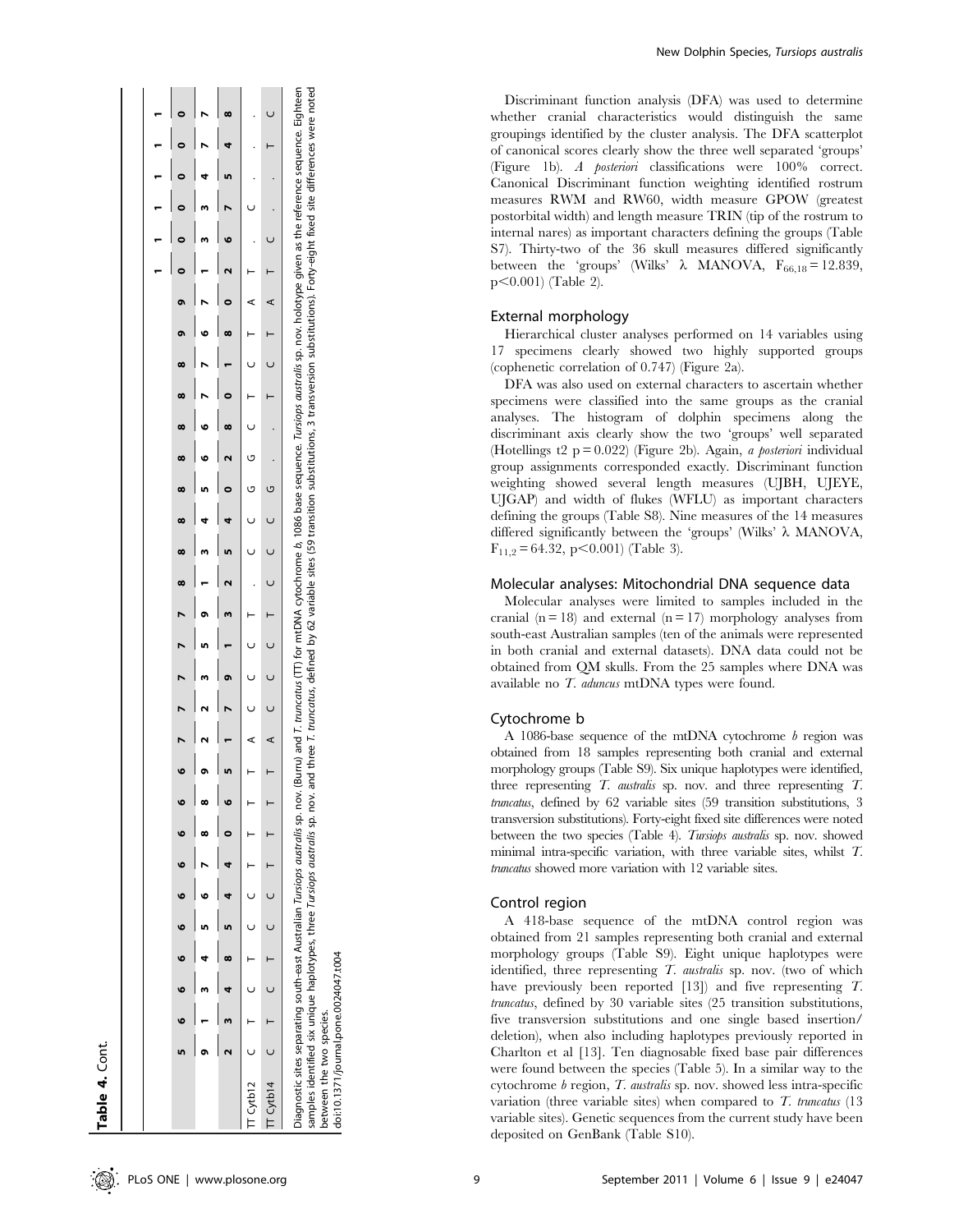**Table 4.** Cont.

| | 592 | 613 | 634 | 648 | 655 | 664 | 674 | 680 | 686 | 695 | 721 | 727 | 739 | 751 | 793 | 812 | 835 | 844 | 850 | 862 | 868 | 870 | 871 | 968 | 970 | 1012 | 1036 | 1037 | 1045 | 1074 | 1078 |
|---|---|---|---|---|---|---|---|---|---|---|---|---|---|---|---|---|---|---|---|---|---|---|---|---|---|---|---|---|---|---|---|
| TT Cytb12 | C | T | C | T | C | C | T | T | T | T | A | C | C | C | T | . | C | C | G | G | C | T | C | T | A | T | . | C | . | . | . |
| TT Cytb14 | C | T | C | T | C | C | T | T | T | T | A | C | C | C | T | C | C | C | G | . | . | T | C | T | A | T | C | . | . | T | C |

Diagnostic sites separating south-east Australian *Tursiops australis* sp. nov. (Burrunan) and *T. truncatus* (TT) for mtDNA cytochrome *b*, 1086 base sequence. *Tursiops australis* sp. nov. holotype given as the reference sequence. Eighteen samples identified six unique haplotypes, three *Tursiops australis* sp. nov. and three *T. truncatus*, defined by 62 variable sites (59 transition substitutions, 3 transversion substitutions). Forty-eight fixed site differences were noted between the two species.

doi:10.1371/journal.pone.0024047.t004

Discriminant function analysis (DFA) was used to determine whether cranial characteristics would distinguish the same groupings identified by the cluster analysis. The DFA scatterplot of canonical scores clearly show the three well separated 'groups' (Figure 1b). *A posteriori* classifications were 100% correct. Canonical Discriminant function weighting identified rostrum measures RWM and RW60, width measure GPOW (greatest postorbital width) and length measure TRIN (tip of the rostrum to internal nares) as important characters defining the groups (Table S7). Thirty-two of the 36 skull measures differed significantly between the 'groups' (Wilks' λ MANOVA, $F_{66,18} = 12.839$, $p<0.001$) (Table 2).

### External morphology

Hierarchical cluster analyses performed on 14 variables using 17 specimens clearly showed two highly supported groups (cophenetic correlation of 0.747) (Figure 2a).

DFA was also used on external characters to ascertain whether specimens were classified into the same groups as the cranial analyses. The histogram of dolphin specimens along the discriminant axis clearly show the two 'groups' well separated (Hotellings t2 p = 0.022) (Figure 2b). Again, *a posteriori* individual group assignments corresponded exactly. Discriminant function weighting showed several length measures (UJBH, UJEYE, UJGAP) and width of flukes (WFLU) as important characters defining the groups (Table S8). Nine measures of the 14 measures differed significantly between the 'groups' (Wilks' λ MANOVA, $F_{11,2} = 64.32$, $p<0.001$) (Table 3).

### Molecular analyses: Mitochondrial DNA sequence data

Molecular analyses were limited to samples included in the cranial (n = 18) and external (n = 17) morphology analyses from south-east Australian samples (ten of the animals were represented in both cranial and external datasets). DNA data could not be obtained from QM skulls. From the 25 samples where DNA was available no *T. aduncus* mtDNA types were found.

### Cytochrome b

A 1086-base sequence of the mtDNA cytochrome *b* region was obtained from 18 samples representing both cranial and external morphology groups (Table S9). Six unique haplotypes were identified, three representing *T. australis* sp. nov. and three representing *T. truncatus*, defined by 62 variable sites (59 transition substitutions, 3 transversion substitutions). Forty-eight fixed site differences were noted between the two species (Table 4). *Tursiops australis* sp. nov. showed minimal intra-specific variation, with three variable sites, whilst *T. truncatus* showed more variation with 12 variable sites.

### Control region

A 418-base sequence of the mtDNA control region was obtained from 21 samples representing both cranial and external morphology groups (Table S9). Eight unique haplotypes were identified, three representing *T. australis* sp. nov. (two of which have previously been reported [13]) and five representing *T. truncatus*, defined by 30 variable sites (25 transition substitutions, five transversion substitutions and one single based insertion/deletion), when also including haplotypes previously reported in Charlton et al [13]. Ten diagnosable fixed base pair differences were found between the species (Table 5). In a similar way to the cytochrome *b* region, *T. australis* sp. nov. showed less intra-specific variation (three variable sites) when compared to *T. truncatus* (13 variable sites). Genetic sequences from the current study have been deposited on GenBank (Table S10).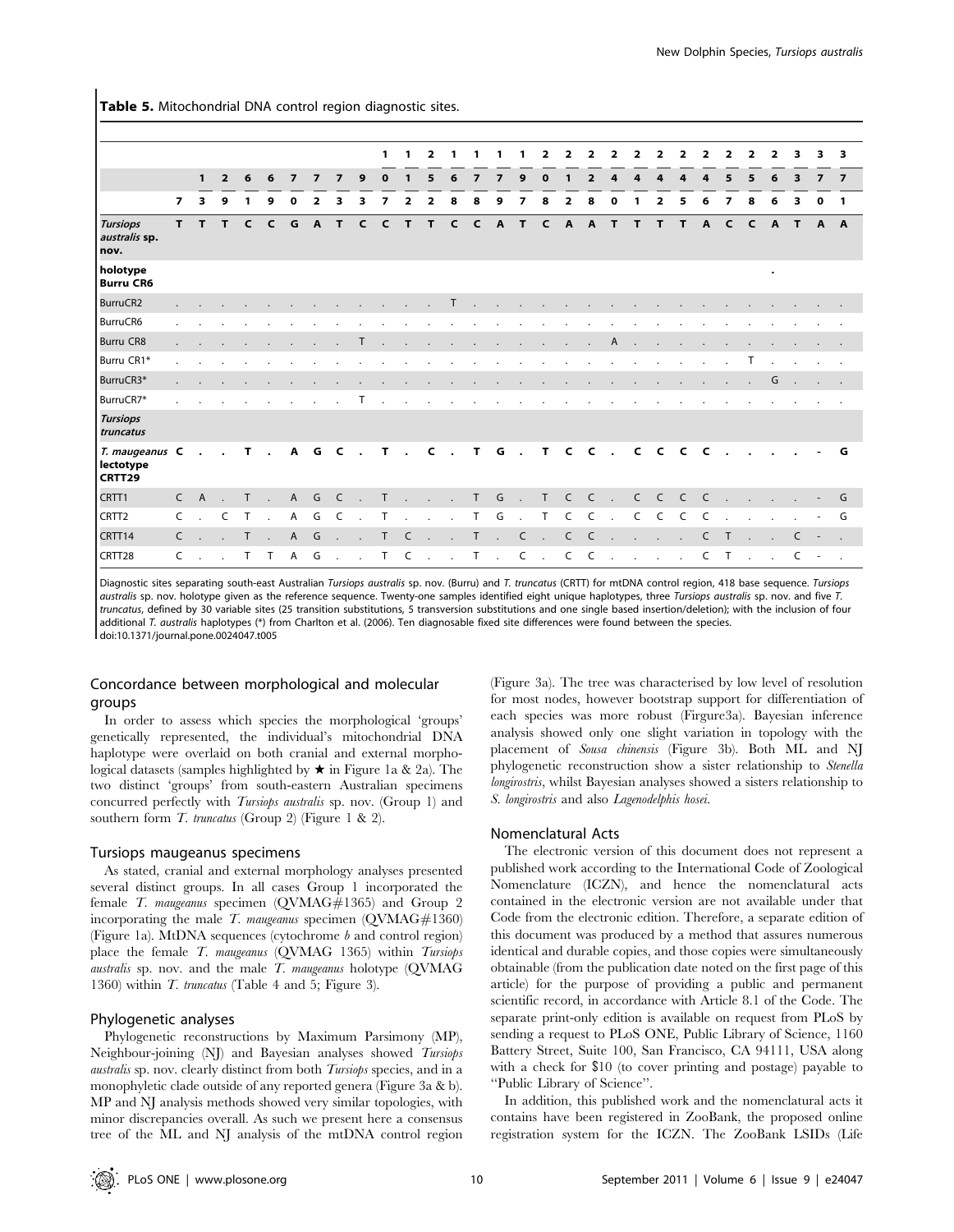**Table 5.** Mitochondrial DNA control region diagnostic sites.

| | | | | | | | | | | 1 | 1 | 2 | 1 | 1 | 1 | 1 | 2 | 2 | 2 | 2 | 2 | 2 | 2 | 2 | 2 | 2 | 2 | 3 | 3 | 3 |
|---|---|---|---|---|---|---|---|---|---|---|---|---|---|---|---|---|---|---|---|---|---|---|---|---|---|---|---|---|---|---|
| | | 1 | 2 | 6 | 6 | 7 | 7 | 7 | 9 | 0 | 1 | 5 | 6 | 7 | 7 | 9 | 0 | 1 | 2 | 4 | 4 | 4 | 4 | 4 | 5 | 5 | 6 | 3 | 7 | 7 |
| | 7 | 3 | 9 | 1 | 9 | 0 | 2 | 3 | 3 | 7 | 2 | 2 | 8 | 8 | 9 | 7 | 8 | 2 | 8 | 0 | 1 | 2 | 5 | 6 | 7 | 8 | 6 | 3 | 0 | 1 |
| ***Tursiops australis* sp. nov.** | T | T | T | C | C | G | A | T | C | C | T | T | C | C | A | T | C | A | A | T | T | T | T | A | C | C | A | T | A | A |
| **holotype Burru CR6** | | | | | | | | | | | | | | | | | | | | | | | | | | | . | | | |
| BurruCR2 | . | . | . | . | . | . | . | . | . | . | . | . | T | . | . | . | . | . | . | . | . | . | . | . | . | . | . | . | . | . |
| BurruCR6 | . | . | . | . | . | . | . | . | . | . | . | . | . | . | . | . | . | . | . | . | . | . | . | . | . | . | . | . | . | . |
| Burru CR8 | . | . | . | . | . | . | . | . | T | . | . | . | . | . | . | . | . | . | . | A | . | . | . | . | . | . | . | . | . | . |
| Burru CR1* | . | . | . | . | . | . | . | . | . | . | . | . | . | . | . | . | . | . | . | . | . | . | . | . | . | T | . | . | . | . |
| BurruCR3* | . | . | . | . | . | . | . | . | . | . | . | . | . | . | . | . | . | . | . | . | . | . | . | . | . | . | G | . | . | . |
| BurruCR7* | . | . | . | . | . | . | . | . | T | . | . | . | . | . | . | . | . | . | . | . | . | . | . | . | . | . | . | . | . | . |
| ***Tursiops truncatus*** | | | | | | | | | | | | | | | | | | | | | | | | | | | | | | |
| ***T. maugeanus* lectotype CRTT29** | C | . | . | T | . | A | G | C | . | T | . | C | . | T | G | . | T | C | C | . | C | C | C | C | . | . | . | . | - | G |
| CRTT1 | C | A | . | T | . | A | G | C | . | T | . | . | . | T | G | . | T | C | C | . | C | C | C | C | . | . | . | . | - | G |
| CRTT2 | C | . | C | T | . | A | G | C | . | T | . | . | . | T | G | . | T | C | C | . | C | C | C | C | . | . | . | . | - | G |
| CRTT14 | C | . | . | T | . | A | G | . | . | T | C | . | . | T | . | C | . | C | C | . | . | . | . | C | T | . | . | C | - | . |
| CRTT28 | C | . | . | T | T | A | G | . | . | T | C | . | . | T | . | C | . | C | C | . | . | . | . | C | T | . | . | C | - | . |

Diagnostic sites separating south-east Australian *Tursiops australis* sp. nov. (Burru) and *T. truncatus* (CRTT) for mtDNA control region, 418 base sequence. *Tursiops australis* sp. nov. holotype given as the reference sequence. Twenty-one samples identified eight unique haplotypes, three *Tursiops australis* sp. nov. and five *T. truncatus*, defined by 30 variable sites (25 transition substitutions, 5 transversion substitutions and one single based insertion/deletion); with the inclusion of four additional *T. australis* haplotypes (*) from Charlton et al. (2006). Ten diagnosable fixed site differences were found between the species.
doi:10.1371/journal.pone.0024047.t005

### Concordance between morphological and molecular groups

In order to assess which species the morphological 'groups' genetically represented, the individual's mitochondrial DNA haplotype were overlaid on both cranial and external morphological datasets (samples highlighted by ★ in Figure 1a & 2a). The two distinct 'groups' from south-eastern Australian specimens concurred perfectly with *Tursiops australis* sp. nov. (Group 1) and southern form *T. truncatus* (Group 2) (Figure 1 & 2).

### Tursiops maugeanus specimens

As stated, cranial and external morphology analyses presented several distinct groups. In all cases Group 1 incorporated the female *T. maugeanus* specimen (QVMAG#1365) and Group 2 incorporating the male *T. maugeanus* specimen (QVMAG#1360) (Figure 1a). MtDNA sequences (cytochrome *b* and control region) place the female *T. maugeanus* (QVMAG 1365) within *Tursiops australis* sp. nov. and the male *T. maugeanus* holotype (QVMAG 1360) within *T. truncatus* (Table 4 and 5; Figure 3).

### Phylogenetic analyses

Phylogenetic reconstructions by Maximum Parsimony (MP), Neighbour-joining (NJ) and Bayesian analyses showed *Tursiops australis* sp. nov. clearly distinct from both *Tursiops* species, and in a monophyletic clade outside of any reported genera (Figure 3a & b). MP and NJ analysis methods showed very similar topologies, with minor discrepancies overall. As such we present here a consensus tree of the ML and NJ analysis of the mtDNA control region (Figure 3a). The tree was characterised by low level of resolution for most nodes, however bootstrap support for differentiation of each species was more robust (Firgure3a). Bayesian inference analysis showed only one slight variation in topology with the placement of *Sousa chinensis* (Figure 3b). Both ML and NJ phylogenetic reconstruction show a sister relationship to *Stenella longirostris*, whilst Bayesian analyses showed a sisters relationship to *S. longirostris* and also *Lagenodelphis hosei*.

### Nomenclatural Acts

The electronic version of this document does not represent a published work according to the International Code of Zoological Nomenclature (ICZN), and hence the nomenclatural acts contained in the electronic version are not available under that Code from the electronic edition. Therefore, a separate edition of this document was produced by a method that assures numerous identical and durable copies, and those copies were simultaneously obtainable (from the publication date noted on the first page of this article) for the purpose of providing a public and permanent scientific record, in accordance with Article 8.1 of the Code. The separate print-only edition is available on request from PLoS by sending a request to PLoS ONE, Public Library of Science, 1160 Battery Street, Suite 100, San Francisco, CA 94111, USA along with a check for $10 (to cover printing and postage) payable to "Public Library of Science".

In addition, this published work and the nomenclatural acts it contains have been registered in ZooBank, the proposed online registration system for the ICZN. The ZooBank LSIDs (Life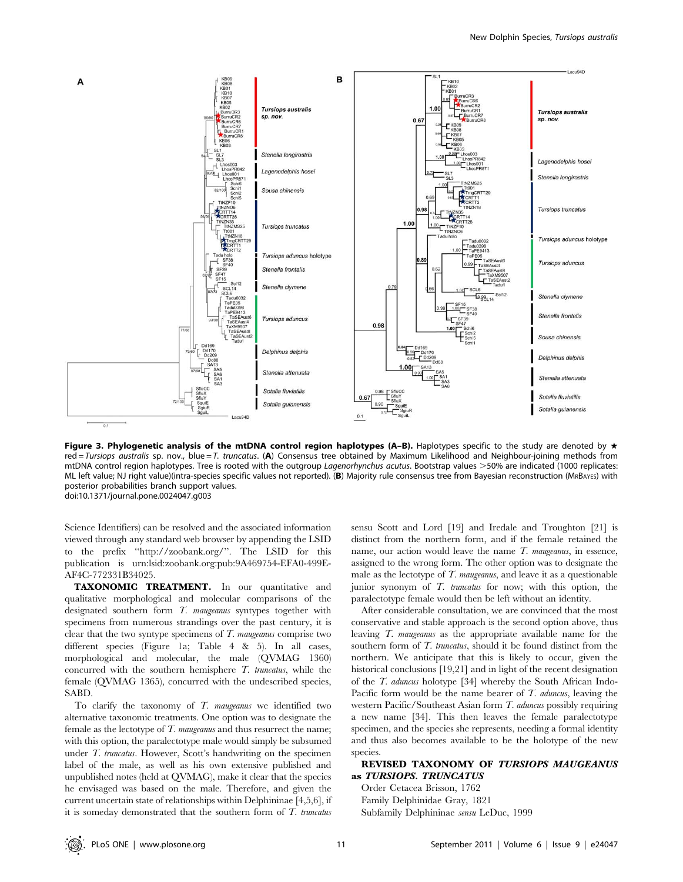**Figure 3. Phylogenetic analysis of the mtDNA control region haplotypes (A–B).** Haplotypes specific to the study are denoted by ★ red = *Tursiops australis* sp. nov., blue = *T. truncatus*. (**A**) Consensus tree obtained by Maximum Likelihood and Neighbour-joining methods from mtDNA control region haplotypes. Tree is rooted with the outgroup *Lagenorhynchus acutus*. Bootstrap values >50% are indicated (1000 replicates: ML left value; NJ right value)(intra-species specific values not reported). (**B**) Majority rule consensus tree from Bayesian reconstruction (MrBayes) with posterior probabilities branch support values.
doi:10.1371/journal.pone.0024047.g003

Science Identifiers) can be resolved and the associated information viewed through any standard web browser by appending the LSID to the prefix "http://zoobank.org/". The LSID for this publication is urn:lsid:zoobank.org:pub:9A469754-EFA0-499E-AF4C-772331B34025.

**TAXONOMIC TREATMENT.** In our quantitative and qualitative morphological and molecular comparisons of the designated southern form *T. maugeanus* syntypes together with specimens from numerous strandings over the past century, it is clear that the two syntype specimens of *T. maugeanus* comprise two different species (Figure 1a; Table 4 & 5). In all cases, morphological and molecular, the male (QVMAG 1360) concurred with the southern hemisphere *T. truncatus*, while the female (QVMAG 1365), concurred with the undescribed species, SABD.

To clarify the taxonomy of *T. maugeanus* we identified two alternative taxonomic treatments. One option was to designate the female as the lectotype of *T. maugeanus* and thus resurrect the name; with this option, the paralectotype male would simply be subsumed under *T. truncatus*. However, Scott's handwriting on the specimen label of the male, as well as his own extensive published and unpublished notes (held at QVMAG), make it clear that the species he envisaged was based on the male. Therefore, and given the current uncertain state of relationships within Delphininae [4,5,6], if it is someday demonstrated that the southern form of *T. truncatus* sensu Scott and Lord [19] and Iredale and Troughton [21] is distinct from the northern form, and if the female retained the name, our action would leave the name *T. maugeanus*, in essence, assigned to the wrong form. The other option was to designate the male as the lectotype of *T. maugeanus*, and leave it as a questionable junior synonym of *T. truncatus* for now; with this option, the paralectotype female would then be left without an identity.

After considerable consultation, we are convinced that the most conservative and stable approach is the second option above, thus leaving *T. maugeanus* as the appropriate available name for the southern form of *T. truncatus*, should it be found distinct from the northern. We anticipate that this is likely to occur, given the historical conclusions [19,21] and in light of the recent designation of the *T. aduncus* holotype [34] whereby the South African Indo-Pacific form would be the name bearer of *T. aduncus*, leaving the western Pacific/Southeast Asian form *T. aduncus* possibly requiring a new name [34]. This then leaves the female paralectotype specimen, and the species she represents, needing a formal identity and thus also becomes available to be the holotype of the new species.

**REVISED TAXONOMY OF *TURSIOPS MAUGEANUS* as *TURSIOPS. TRUNCATUS***

Order Cetacea Brisson, 1762
Family Delphinidae Gray, 1821
Subfamily Delphininae *sensu* LeDuc, 1999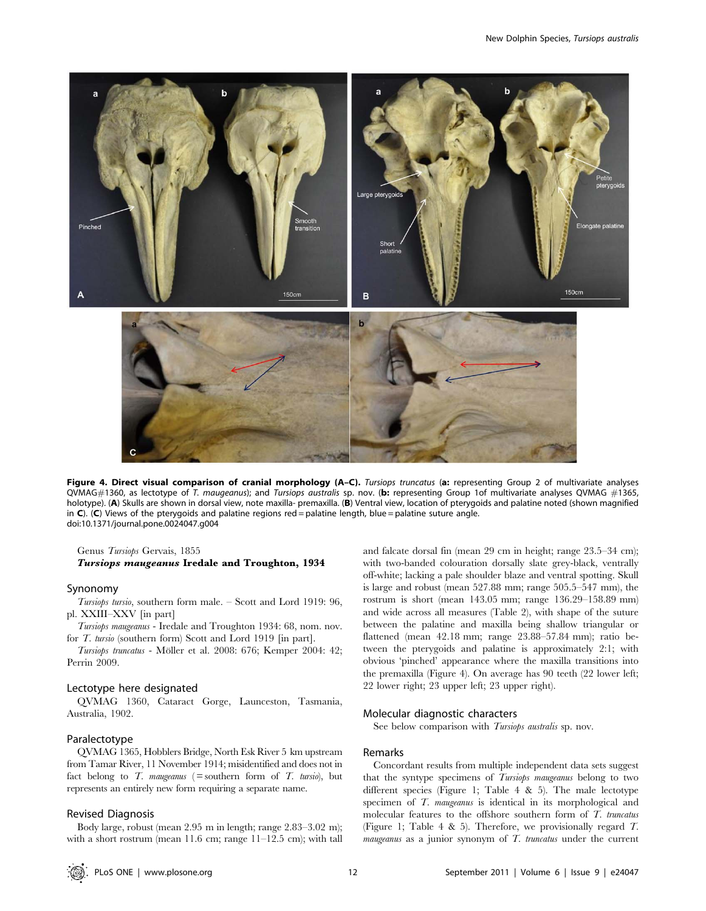**Figure 4. Direct visual comparison of cranial morphology (A–C).** *Tursiops truncatus* (**a:** representing Group 2 of multivariate analyses QVMAG#1360, as lectotype of *T. maugeanus*); and *Tursiops australis* sp. nov. (**b:** representing Group 1of multivariate analyses QVMAG #1365, holotype). (**A**) Skulls are shown in dorsal view, note maxilla- premaxilla. (**B**) Ventral view, location of pterygoids and palatine noted (shown magnified in **C**). (**C**) Views of the pterygoids and palatine regions red = palatine length, blue = palatine suture angle.
doi:10.1371/journal.pone.0024047.g004

Genus *Tursiops* Gervais, 1855

***Tursiops maugeanus* Iredale and Troughton, 1934**

## Synonomy

*Tursiops tursio*, southern form male. – Scott and Lord 1919: 96, pl. XXIII–XXV [in part]

*Tursiops maugeanus* - Iredale and Troughton 1934: 68, nom. nov. for *T. tursio* (southern form) Scott and Lord 1919 [in part].

*Tursiops truncatus* - Möller et al. 2008: 676; Kemper 2004: 42; Perrin 2009.

## Lectotype here designated

QVMAG 1360, Cataract Gorge, Launceston, Tasmania, Australia, 1902.

## Paralectotype

QVMAG 1365, Hobblers Bridge, North Esk River 5 km upstream from Tamar River, 11 November 1914; misidentified and does not in fact belong to *T. maugeanus* (= southern form of *T. tursio*), but represents an entirely new form requiring a separate name.

## Revised Diagnosis

Body large, robust (mean 2.95 m in length; range 2.83–3.02 m); with a short rostrum (mean 11.6 cm; range 11–12.5 cm); with tall and falcate dorsal fin (mean 29 cm in height; range 23.5–34 cm); with two-banded colouration dorsally slate grey-black, ventrally off-white; lacking a pale shoulder blaze and ventral spotting. Skull is large and robust (mean 527.88 mm; range 505.5–547 mm), the rostrum is short (mean 143.05 mm; range 136.29–158.89 mm) and wide across all measures (Table 2), with shape of the suture between the palatine and maxilla being shallow triangular or flattened (mean 42.18 mm; range 23.88–57.84 mm); ratio between the pterygoids and palatine is approximately 2:1; with obvious 'pinched' appearance where the maxilla transitions into the premaxilla (Figure 4). On average has 90 teeth (22 lower left; 22 lower right; 23 upper left; 23 upper right).

## Molecular diagnostic characters

See below comparison with *Tursiops australis* sp. nov.

## Remarks

Concordant results from multiple independent data sets suggest that the syntype specimens of *Tursiops maugeanus* belong to two different species (Figure 1; Table 4 & 5). The male lectotype specimen of *T. maugeanus* is identical in its morphological and molecular features to the offshore southern form of *T. truncatus* (Figure 1; Table 4 & 5). Therefore, we provisionally regard *T. maugeanus* as a junior synonym of *T. truncatus* under the current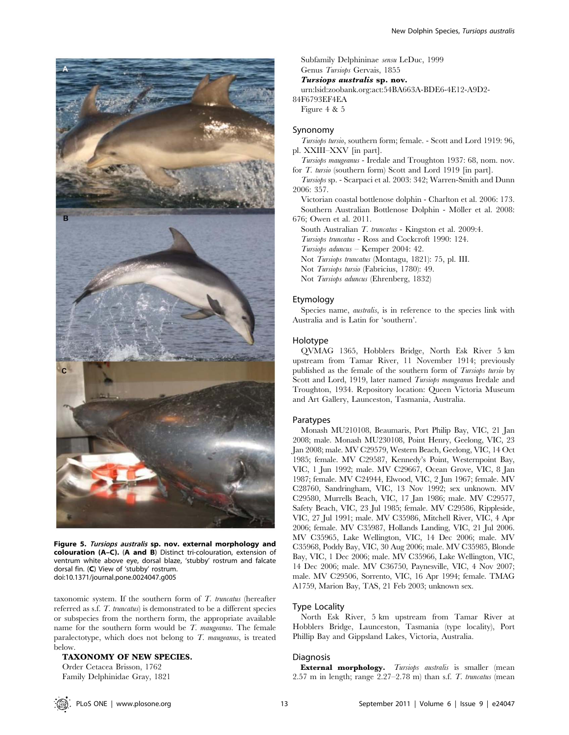Figure 5. *Tursiops australis* **sp. nov. external morphology and colouration (A–C).** (**A and B**) Distinct tri-colouration, extension of ventrum white above eye, dorsal blaze, 'stubby' rostrum and falcate dorsal fin. (**C**) View of 'stubby' rostrum.
doi:10.1371/journal.pone.0024047.g005

taxonomic system. If the southern form of *T. truncatus* (hereafter referred as s.f. *T. truncatus*) is demonstrated to be a different species or subspecies from the northern form, the appropriate available name for the southern form would be *T. maugeanus*. The female paralectotype, which does not belong to *T. maugeanus*, is treated below.

**TAXONOMY OF NEW SPECIES.**

Order Cetacea Brisson, 1762
Family Delphinidae Gray, 1821
Subfamily Delphininae *sensu* LeDuc, 1999
Genus *Tursiops* Gervais, 1855
***Tursiops australis* sp. nov.**
urn:lsid:zoobank.org:act:54BA663A-BDE6-4E12-A9D2-84F6793EF4EA
Figure 4 & 5

## Synonomy

*Tursiops tursio*, southern form; female. - Scott and Lord 1919: 96, pl. XXIII–XXV [in part].

*Tursiops maugeanus* - Iredale and Troughton 1937: 68, nom. nov. for *T. tursio* (southern form) Scott and Lord 1919 [in part].

*Tursiops* sp. - Scarpaci et al. 2003: 342; Warren-Smith and Dunn 2006: 357.

Victorian coastal bottlenose dolphin - Charlton et al. 2006: 173.

Southern Australian Bottlenose Dolphin - Möller et al. 2008: 676; Owen et al. 2011.

South Australian *T. truncatus* - Kingston et al. 2009:4.

*Tursiops truncatus* - Ross and Cockcroft 1990: 124.

*Tursiops aduncus* – Kemper 2004: 42.

Not *Tursiops truncatus* (Montagu, 1821): 75, pl. III.

Not *Tursiops tursio* (Fabricius, 1780): 49.

Not *Tursiops aduncus* (Ehrenberg, 1832)

## Etymology

Species name, *australis*, is in reference to the species link with Australia and is Latin for 'southern'.

## Holotype

QVMAG 1365, Hobblers Bridge, North Esk River 5 km upstream from Tamar River, 11 November 1914; previously published as the female of the southern form of *Tursiops tursio* by Scott and Lord, 1919, later named *Tursiops maugeanus* Iredale and Troughton, 1934. Repository location: Queen Victoria Museum and Art Gallery, Launceston, Tasmania, Australia.

## Paratypes

Monash MU210108, Beaumaris, Port Philip Bay, VIC, 21 Jan 2008; male. Monash MU230108, Point Henry, Geelong, VIC, 23 Jan 2008; male. MV C29579, Western Beach, Geelong, VIC, 14 Oct 1985; female. MV C29587, Kennedy's Point, Westernpoint Bay, VIC, 1 Jun 1992; male. MV C29667, Ocean Grove, VIC, 8 Jan 1987; female. MV C24944, Elwood, VIC, 2 Jun 1967; female. MV C28760, Sandringham, VIC, 13 Nov 1992; sex unknown. MV C29580, Murrells Beach, VIC, 17 Jan 1986; male. MV C29577, Safety Beach, VIC, 23 Jul 1985; female. MV C29586, Rippleside, VIC, 27 Jul 1991; male. MV C35986, Mitchell River, VIC, 4 Apr 2006; female. MV C35987, Hollands Landing, VIC, 21 Jul 2006. MV C35965, Lake Wellington, VIC, 14 Dec 2006; male. MV C35968, Poddy Bay, VIC, 30 Aug 2006; male. MV C35985, Blonde Bay, VIC, 1 Dec 2006; male. MV C35966, Lake Wellington, VIC, 14 Dec 2006; male. MV C36750, Paynesville, VIC, 4 Nov 2007; male. MV C29506, Sorrento, VIC, 16 Apr 1994; female. TMAG A1759, Marion Bay, TAS, 21 Feb 2003; unknown sex.

## Type Locality

North Esk River, 5 km upstream from Tamar River at Hobblers Bridge, Launceston, Tasmania (type locality), Port Phillip Bay and Gippsland Lakes, Victoria, Australia.

## Diagnosis

**External morphology.** *Tursiops australis* is smaller (mean 2.57 m in length; range 2.27–2.78 m) than s.f. *T. truncatus* (mean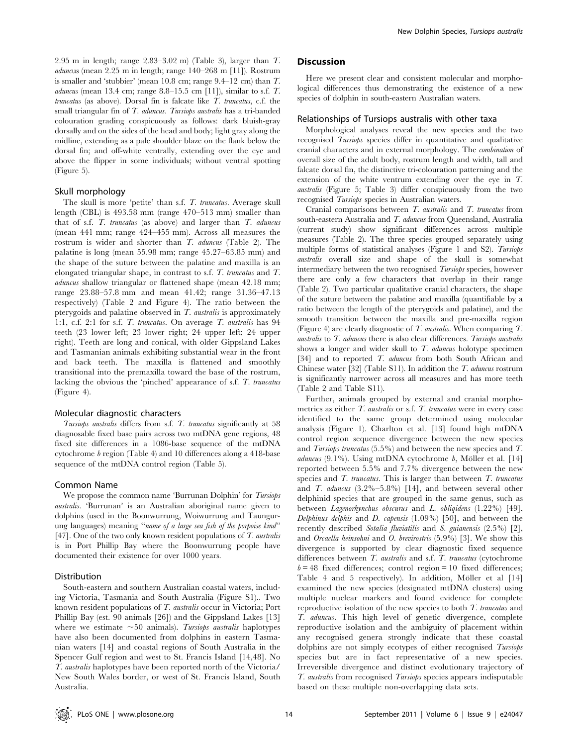2.95 m in length; range 2.83–3.02 m) (Table 3), larger than *T. aduncus* (mean 2.25 m in length; range 140–268 m [11]). Rostrum is smaller and 'stubbier' (mean 10.8 cm; range 9.4–12 cm) than *T. aduncus* (mean 13.4 cm; range 8.8–15.5 cm [11]), similar to s.f. *T. truncatus* (as above). Dorsal fin is falcate like *T. truncatus*, c.f. the small triangular fin of *T. aduncus*. *Tursiops australis* has a tri-banded colouration grading conspicuously as follows: dark bluish-gray dorsally and on the sides of the head and body; light gray along the midline, extending as a pale shoulder blaze on the flank below the dorsal fin; and off-white ventrally, extending over the eye and above the flipper in some individuals; without ventral spotting (Figure 5).

### Skull morphology

The skull is more 'petite' than s.f. *T. truncatus*. Average skull length (CBL) is 493.58 mm (range 470–513 mm) smaller than that of s.f. *T. truncatus* (as above) and larger than *T. aduncus* (mean 441 mm; range 424–455 mm). Across all measures the rostrum is wider and shorter than *T. aduncus* (Table 2). The palatine is long (mean 55.98 mm; range 45.27–63.85 mm) and the shape of the suture between the palatine and maxilla is an elongated triangular shape, in contrast to s.f. *T. truncatus* and *T. aduncus* shallow triangular or flattened shape (mean 42.18 mm; range 23.88–57.8 mm and mean 41.42; range 31.36–47.13 respectively) (Table 2 and Figure 4). The ratio between the pterygoids and palatine observed in *T. australis* is approximately 1:1, c.f. 2:1 for s.f. *T. truncatus*. On average *T. australis* has 94 teeth (23 lower left; 23 lower right; 24 upper left; 24 upper right). Teeth are long and conical, with older Gippsland Lakes and Tasmanian animals exhibiting substantial wear in the front and back teeth. The maxilla is flattened and smoothly transitional into the premaxilla toward the base of the rostrum, lacking the obvious the 'pinched' appearance of s.f. *T. truncatus* (Figure 4).

### Molecular diagnostic characters

*Tursiops australis* differs from s.f. *T. truncatus* significantly at 58 diagnosable fixed base pairs across two mtDNA gene regions, 48 fixed site differences in a 1086-base sequence of the mtDNA cytochrome *b* region (Table 4) and 10 differences along a 418-base sequence of the mtDNA control region (Table 5).

### Common Name

We propose the common name 'Burrunan Dolphin' for *Tursiops australis*. 'Burrunan' is an Australian aboriginal name given to dolphins (used in the Boonwurrung, Woiwurrung and Taungurung languages) meaning "*name of a large sea fish of the porpoise kind*" [47]. One of the two only known resident populations of *T. australis* is in Port Phillip Bay where the Boonwurrung people have documented their existence for over 1000 years.

### Distribution

South-eastern and southern Australian coastal waters, including Victoria, Tasmania and South Australia (Figure S1).. Two known resident populations of *T. australis* occur in Victoria; Port Phillip Bay (est. 90 animals [26]) and the Gippsland Lakes [13] where we estimate ~50 animals). *Tursiops australis* haplotypes have also been documented from dolphins in eastern Tasmanian waters [14] and coastal regions of South Australia in the Spencer Gulf region and west to St. Francis Island [14,48]. No *T. australis* haplotypes have been reported north of the Victoria/New South Wales border, or west of St. Francis Island, South Australia.

## Discussion

Here we present clear and consistent molecular and morphological differences thus demonstrating the existence of a new species of dolphin in south-eastern Australian waters.

### Relationships of Tursiops australis with other taxa

Morphological analyses reveal the new species and the two recognised *Tursiops* species differ in quantitative and qualitative cranial characters and in external morphology. The *combination* of overall size of the adult body, rostrum length and width, tall and falcate dorsal fin, the distinctive tri-colouration patterning and the extension of the white ventrum extending over the eye in *T. australis* (Figure 5; Table 3) differ conspicuously from the two recognised *Tursiops* species in Australian waters.

Cranial comparisons between *T. australis* and *T. truncatus* from south-eastern Australia and *T. aduncus* from Queensland, Australia (current study) show significant differences across multiple measures (Table 2). The three species grouped separately using multiple forms of statistical analyses (Figure 1 and S2). *Tursiops australis* overall size and shape of the skull is somewhat intermediary between the two recognised *Tursiops* species, however there are only a few characters that overlap in their range (Table 2). Two particular qualitative cranial characters, the shape of the suture between the palatine and maxilla (quantifiable by a ratio between the length of the pterygoids and palatine), and the smooth transition between the maxilla and pre-maxilla region (Figure 4) are clearly diagnostic of *T. australis*. When comparing *T. australis* to *T. aduncus* there is also clear differences. *Tursiops australis* shows a longer and wider skull to *T. aduncus* holotype specimen [34] and to reported *T. aduncus* from both South African and Chinese water [32] (Table S11). In addition the *T. aduncus* rostrum is significantly narrower across all measures and has more teeth (Table 2 and Table S11).

Further, animals grouped by external and cranial morphometrics as either *T. australis* or s.f. *T. truncatus* were in every case identified to the same group determined using molecular analysis (Figure 1). Charlton et al. [13] found high mtDNA control region sequence divergence between the new species and *Tursiops truncatus* (5.5%) and between the new species and *T. aduncus* (9.1%). Using mtDNA cytochrome *b*, Möller et al. [14] reported between 5.5% and 7.7% divergence between the new species and *T. truncatus*. This is larger than between *T. truncatus* and *T. aduncus* (3.2%–5.8%) [14], and between several other delphinid species that are grouped in the same genus, such as between *Lagenorhynchus obscurus* and *L. obliqidens* (1.22%) [49], *Delphinus delphis* and *D. capensis* (1.09%) [50], and between the recently described *Sotalia fluviatilis* and *S. guianensis* (2.5%) [2], and *Orcaella heinsohni* and *O. brevirostris* (5.9%) [3]. We show this divergence is supported by clear diagnostic fixed sequence differences between *T. australis* and s.f. *T. truncatus* (cytochrome *b* = 48 fixed differences; control region = 10 fixed differences; Table 4 and 5 respectively). In addition, Möller et al [14] examined the new species (designated mtDNA clusters) using multiple nuclear markers and found evidence for complete reproductive isolation of the new species to both *T. truncatus* and *T. aduncus*. This high level of genetic divergence, complete reproductive isolation and the ambiguity of placement within any recognised genera strongly indicate that these coastal dolphins are not simply ecotypes of either recognised *Tursiops* species but are in fact representative of a new species. Irreversible divergence and distinct evolutionary trajectory of *T. australis* from recognised *Tursiops* species appears indisputable based on these multiple non-overlapping data sets.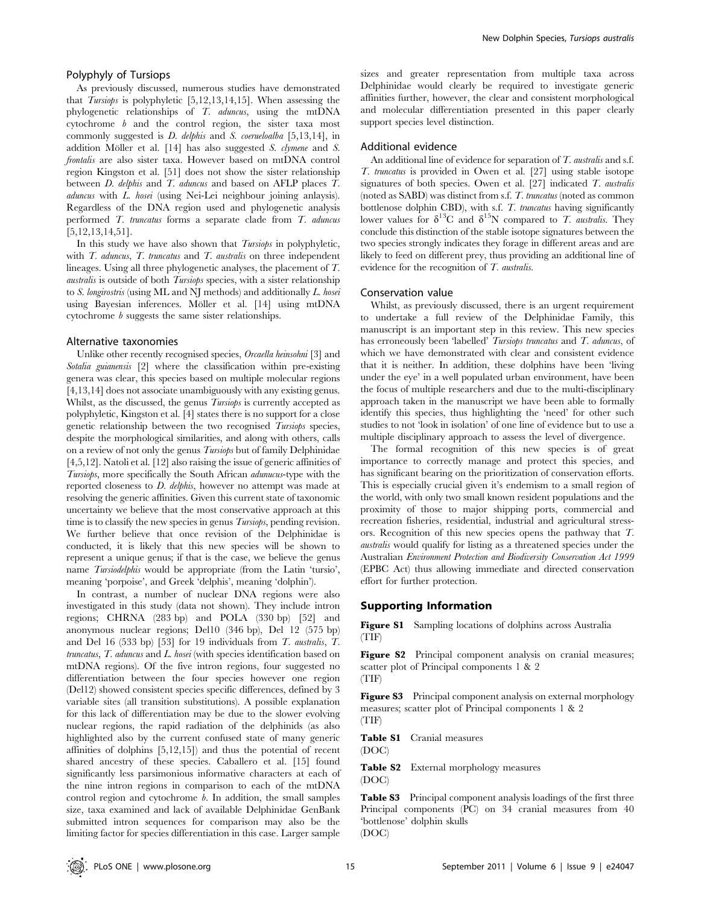## Polyphyly of Tursiops

As previously discussed, numerous studies have demonstrated that *Tursiops* is polyphyletic [5,12,13,14,15]. When assessing the phylogenetic relationships of *T. aduncus*, using the mtDNA cytochrome *b* and the control region, the sister taxa most commonly suggested is *D. delphis* and *S. coerueloalba* [5,13,14], in addition Möller et al. [14] has also suggested *S. clymene* and *S. frontalis* are also sister taxa. However based on mtDNA control region Kingston et al. [51] does not show the sister relationship between *D. delphis* and *T. aduncus* and based on AFLP places *T. aduncus* with *L. hosei* (using Nei-Lei neighbour joining anlaysis). Regardless of the DNA region used and phylogenetic analysis performed *T. truncatus* forms a separate clade from *T. aduncus* [5,12,13,14,51].

In this study we have also shown that *Tursiops* in polyphyletic, with *T. aduncus*, *T. truncatus* and *T. australis* on three independent lineages. Using all three phylogenetic analyses, the placement of *T. australis* is outside of both *Tursiops* species, with a sister relationship to *S. longirostris* (using ML and NJ methods) and additionally *L. hosei* using Bayesian inferences. Möller et al. [14] using mtDNA cytochrome *b* suggests the same sister relationships.

## Alternative taxonomies

Unlike other recently recognised species, *Orcaella heinsohni* [3] and *Sotalia guianensis* [2] where the classification within pre-existing genera was clear, this species based on multiple molecular regions [4,13,14] does not associate unambiguously with any existing genus. Whilst, as the discussed, the genus *Tursiops* is currently accepted as polyphyletic, Kingston et al. [4] states there is no support for a close genetic relationship between the two recognised *Tursiops* species, despite the morphological similarities, and along with others, calls on a review of not only the genus *Tursiops* but of family Delphinidae [4,5,12]. Natoli et al. [12] also raising the issue of generic affinities of *Tursiops*, more specifically the South African *adunucus*-type with the reported closeness to *D. delphis*, however no attempt was made at resolving the generic affinities. Given this current state of taxonomic uncertainty we believe that the most conservative approach at this time is to classify the new species in genus *Tursiops*, pending revision. We further believe that once revision of the Delphinidae is conducted, it is likely that this new species will be shown to represent a unique genus; if that is the case, we believe the genus name *Tursiodelphis* would be appropriate (from the Latin 'tursio', meaning 'porpoise', and Greek 'delphis', meaning 'dolphin').

In contrast, a number of nuclear DNA regions were also investigated in this study (data not shown). They include intron regions; CHRNA (283 bp) and POLA (330 bp) [52] and anonymous nuclear regions; Del10 (346 bp), Del 12 (575 bp) and Del 16 (533 bp) [53] for 19 individuals from *T. australis*, *T. truncatus*, *T. aduncus* and *L. hosei* (with species identification based on mtDNA regions). Of the five intron regions, four suggested no differentiation between the four species however one region (Del12) showed consistent species specific differences, defined by 3 variable sites (all transition substitutions). A possible explanation for this lack of differentiation may be due to the slower evolving nuclear regions, the rapid radiation of the delphinids (as also highlighted also by the current confused state of many generic affinities of dolphins [5,12,15]) and thus the potential of recent shared ancestry of these species. Caballero et al. [15] found significantly less parsimonious informative characters at each of the nine intron regions in comparison to each of the mtDNA control region and cytochrome *b*. In addition, the small samples size, taxa examined and lack of available Delphinidae GenBank submitted intron sequences for comparison may also be the limiting factor for species differentiation in this case. Larger sample sizes and greater representation from multiple taxa across Delphinidae would clearly be required to investigate generic affinities further, however, the clear and consistent morphological and molecular differentiation presented in this paper clearly support species level distinction.

## Additional evidence

An additional line of evidence for separation of *T. australis* and s.f. *T. truncatus* is provided in Owen et al. [27] using stable isotope signatures of both species. Owen et al. [27] indicated *T. australis* (noted as SABD) was distinct from s.f. *T. truncatus* (noted as common bottlenose dolphin CBD), with s.f. *T. truncatus* having significantly lower values for $\delta^{13}$C and $\delta^{15}$N compared to *T. australis*. They conclude this distinction of the stable isotope signatures between the two species strongly indicates they forage in different areas and are likely to feed on different prey, thus providing an additional line of evidence for the recognition of *T. australis*.

## Conservation value

Whilst, as previously discussed, there is an urgent requirement to undertake a full review of the Delphinidae Family, this manuscript is an important step in this review. This new species has erroneously been 'labelled' *Tursiops truncatus* and *T. aduncus*, of which we have demonstrated with clear and consistent evidence that it is neither. In addition, these dolphins have been 'living under the eye' in a well populated urban environment, have been the focus of multiple researchers and due to the multi-disciplinary approach taken in the manuscript we have been able to formally identify this species, thus highlighting the 'need' for other such studies to not 'look in isolation' of one line of evidence but to use a multiple disciplinary approach to assess the level of divergence.

The formal recognition of this new species is of great importance to correctly manage and protect this species, and has significant bearing on the prioritization of conservation efforts. This is especially crucial given it's endemism to a small region of the world, with only two small known resident populations and the proximity of those to major shipping ports, commercial and recreation fisheries, residential, industrial and agricultural stressors. Recognition of this new species opens the pathway that *T. australis* would qualify for listing as a threatened species under the Australian *Environment Protection and Biodiversity Conservation Act 1999* (EPBC Act) thus allowing immediate and directed conservation effort for further protection.

# Supporting Information

**Figure S1** Sampling locations of dolphins across Australia
(TIF)

**Figure S2** Principal component analysis on cranial measures; scatter plot of Principal components 1 & 2
(TIF)

**Figure S3** Principal component analysis on external morphology measures; scatter plot of Principal components 1 & 2
(TIF)

**Table S1** Cranial measures
(DOC)

**Table S2** External morphology measures
(DOC)

**Table S3** Principal component analysis loadings of the first three Principal components (PC) on 34 cranial measures from 40 'bottlenose' dolphin skulls
(DOC)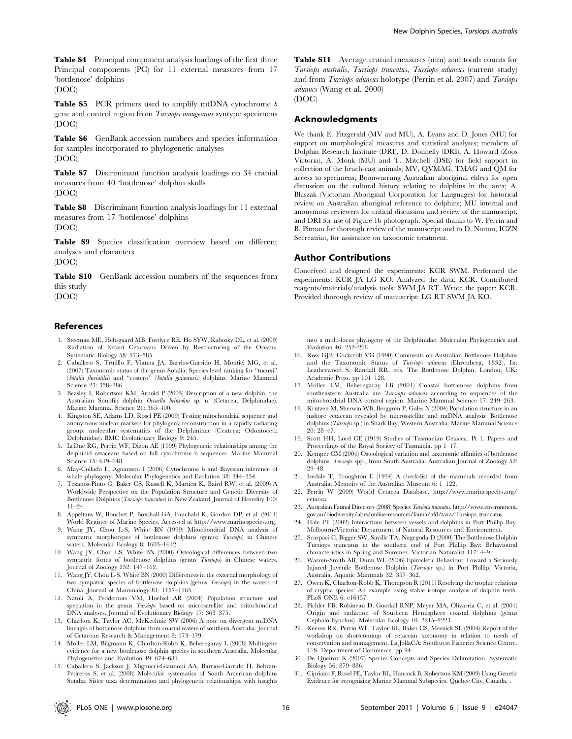**Table S4** Principal component analysis loadings of the first three Principal components (PC) for 11 external measures from 17 'bottlenose' dolphins
(DOC)

**Table S5** PCR primers used to amplify mtDNA cytochrome *b* gene and control region from *Tursiops maugeanus* syntype specimens
(DOC)

**Table S6** GenBank accession numbers and species information for samples incorporated to phylogenetic analyses
(DOC)

**Table S7** Discriminant function analysis loadings on 34 cranial measures from 40 'bottlenose' dolphin skulls
(DOC)

**Table S8** Discriminant function analysis loadings for 11 external measures from 17 'bottlenose' dolphins
(DOC)

**Table S9** Species classification overview based on different analyses and characters
(DOC)

**Table S10** GenBank accession numbers of the sequences from this study
(DOC)

**Table S11** Average cranial measures (mm) and tooth counts for *Tursiops australis*, *Tursiops truncatus*, *Tursiops aduncus* (current study) and from *Tursiops aduncus* holotype (Perrin et al. 2007) and *Tursiops adunucs* (Wang et al. 2000)
(DOC)

## Acknowledgments

We thank E. Fitzgerald (MV and MU), A. Evans and D. Jones (MU) for support on morphological measures and statistical analyses; members of Dolphin Research Institute (DRI), D. Donnelly (DRI), A. Howard (Zoos Victoria), A. Monk (MU) and T. Mitchell (DSE) for field support in collection of the beach-cast animals; MV, QVMAG, TMAG and QM for access to specimens; Boonwurrung Australian aboriginal elders for open discussion on the cultural history relating to dolphins in the area; A. Blaszak (Victorian Aboriginal Corporation for Languages) for historical review on Australian aboriginal reference to dolphins; MU internal and anonymous reviewers for critical discussion and review of the manuscript; and DRI for use of Figure 1b photograph. Special thanks to W. Perrin and B. Pitman for thorough review of the manuscript and to D. Notton, ICZN Secreatriat, for assistance on taxonomic treatment.

## Author Contributions

Conceived and designed the experiments: KCR SWM. Performed the experiments: KCR JA LG KO. Analyzed the data: KCR. Contributed reagents/materials/analysis tools: SWM JA RT. Wrote the paper: KCR. Provided thorough review of manuscript: LG RT SWM JA KO.

## References

1. Steeman ME, Hebsgaard MB, Fordyce RE, Ho SYW, Rabosky DL, et al. (2009) Radiation of Extant Cetaceans Driven by Restructuring of the Oceans. Systematic Biology 58: 573–585.
2. Caballero S, Trujillo F, Vianna JA, Barrios-Garrido H, Montiel MG, et al. (2007) Taxonomic status of the genus Sotalia: Species level ranking for "tucuxi" (*Sotalia fluviatilis*) and "costero" (*Sotalia guianensis*) dolphins. Marine Mammal Science 23: 358–386.
3. Beasley I, Robertson KM, Arnold P (2005) Description of a new dolphin, the Australian Snubfin dolphin *Orcaella heinsohni* sp. n. (Cetacea, Delphinidae). Marine Mammal Science 21: 365–400.
4. Kingston SE, Adams LD, Rosel PE (2009) Testing mitochondrial sequence and anonymous nuclear markers for phylogeny reconstruction in a rapidly radiating group: molecular systematics of the Delphininae (Ceatcea: Odontoceti: Delphinidae). BMC Evolutionary Biology 9: 245.
5. LeDuc RG, Perrin WF, Dizon AE (1999) Phylogenetic relationships among the delphinid cetaceans based on full cytochrome b sequences. Marine Mammal Science 15: 619–648.
6. May-Collado L, Agnarsson I (2006) Cytochrome b and Bayesian inference of whale phylogeny. Molecular Phylogenetics and Evolution 38: 344–354.
7. Tezanos-Pinto G, Baker CS, Russell K, Martien K, Baird RW, et al. (2009) A Worldwide Perspective on the Population Structure and Genetic Diversity of Bottlenose Dolphins (*Tursiops truncatus*) in New Zealand. Journal of Heredity 100: 11–24.
8. Appeltans W, Bouchet P, Boxshall GA, Fauchald K, Gordon DP, et al. (2011) World Register of Marine Species. Accessed at http://www.marinespecies.org.
9. Wang JY, Chou L-S, White BN (1999) Mitochondrial DNA analysis of sympatric morphotypes of bottlenose dolphins (genus: *Tursiops*) in Chinese waters. Molecular Ecology 8: 1603–1612.
10. Wang JY, Chou LS, White BN (2000) Osteological differences between two sympatric forms of bottlenose dolphins (genus *Tursiops*) in Chinese waters. Journal of Zoology 252: 147–162.
11. Wang JY, Chou L-S, White BN (2000) Differences in the external morphology of two sympatric species of bottlenose dolphins (genus *Tursiops*) in the waters of China. Journal of Mammalogy 81: 1157–1165.
12. Natoli A, Peddemors VM, Hoelzel AR (2004) Population structure and speciation in the genus *Tursiops* based on microsatellite and mitochondrial DNA analyses. Journal of Evolutionary Biology 17: 363–375.
13. Charlton K, Taylor AC, McKechnie SW (2006) A note on divergent mtDNA lineages of bottlenose dolphins from coastal waters of southern Australia. Journal of Cetacean Research & Management 8: 173–179.
14. Möller LM, Bilgmann K, Charlton-Robb K, Beheregaray L (2008) Multi-gene evidence for a new bottlenose dolphin species in southern Australia. Molecular Phylogenetics and Evolution 49: 674–681.
15. Caballero S, Jackson J, Mignucci-Giannoni AA, Barrios-Garrido H, Beltran-Pedreros S, et al. (2008) Molecular systematics of South American dolphins Sotalia: Sister taxa determination and phylogenetic relationships, with insights into a multi-locus phylogeny of the Delphinidae. Molecular Phylogenetics and Evolution 46: 252–268.
16. Ross GJB, Cockcroft VG (1990) Comments on Australian Bottlenose Dolphins and the Taxonomic Status of *Tursiops aduncus* (Ehrenberg, 1832). In: Leatherwood S, Randall RR, eds. The Bottlenose Dolphin. London, UK: Academic Press. pp 101–128.
17. Möller LM, Beheregaray LB (2001) Coastal bottlenose dolphins from southeastern Australia are *Tursiops aduncus* according to sequences of the mitochondrial DNA control region. Marine Mammal Science 17: 249–263.
18. Krützen M, Sherwin WB, Berggren P, Gales N (2004) Population structure in an inshore cetacean revealed by microsatellite and mtDNA analysis: Bottlenose dolphins (*Tursiops* sp.) in Shark Bay, Western Australia. Marine Mammal Science 20: 28–47.
19. Scott HH, Lord CE (1919) Studies of Tasmanian Cetacea. Pt 1. Papers and Proceedings of the Royal Society of Tasmania. pp 1–17.
20. Kemper CM (2004) Osteological variation and taxonomic affinities of bottlenose dolphins, *Tursiops* spp., from South Australia. Australian Journal of Zoology 52: 29–48.
21. Iredale T, Troughton E (1934) A check-list of the mammals recorded from Australia. Memoirs of the Australian Museum 6: 1–122.
22. Perrin W (2009) World Cetacea Database. http://www.marinespecies.org/cetacea.
23. Australian Faunal Directory (2008) Species *Tursiops truncatus*. http://www.environment.gov.au/biodiversity/abrs/online-resources/fauna/afd/taxa/Tursiops_truncatus.
24. Hale PT (2002) Interactions between vessels and dolphins in Port Phillip Bay. MelbourneVictoria: Department of Natural Resources and Environment.
25. Scarpaci C, Bigger SW, Saville TA, Nugegoda D (2000) The Bottlenose Dolphin Tursiops truncatus in the southern end of Port Phillip Bay: Behavioural characteristics in Spring and Summer. Victorian Naturalist 117: 4–9.
26. Warren-Smith ÁB, Dunn WL (2006) Epimeletic Behaviour Toward a Seriously Injured Juvenile Bottlenose Dolphin (*Tursiops* sp.) in Port Phillip, Victoria, Australia. Aquatic Mammals 32: 357–362.
27. Owen K, Charlton-Robb K, Thompson R (2011) Resolving the trophic relations of cryptic species: An example using stable isotope analysis of dolphin teeth. PLoS ONE 6: e16457.
28. Pichler FB, Robineau D, Goodall RNP, Meyer MA, Olivarria C, et al. (2001) Origin and radiation of Southern Hemisphere coastal dolphins (genus Cephalorhynchus). Molecular Ecology 10: 2215–2223.
29. Reeves RR, Perrin WF, Taylor BL, Baker CS, Mesnick SL (2004) Report of the workshop on shortcomings of cetacean taxonomy in relation to needs of conservation and management. La JollaCA: Southwest Fisheries Science Centre. U.S. Department of Commerce. pp 94.
30. De Queiroz K (2007) Species Concepts and Species Delimitation. Systematic Biology 56: 879–886.
31. Cipriano F, Rosel PE, Taylor BL, Hancock B, Robertson KM (2009) Using Genetic Evidence for recognizing Marine Mammal Subspecies. Quebec City, Canada, .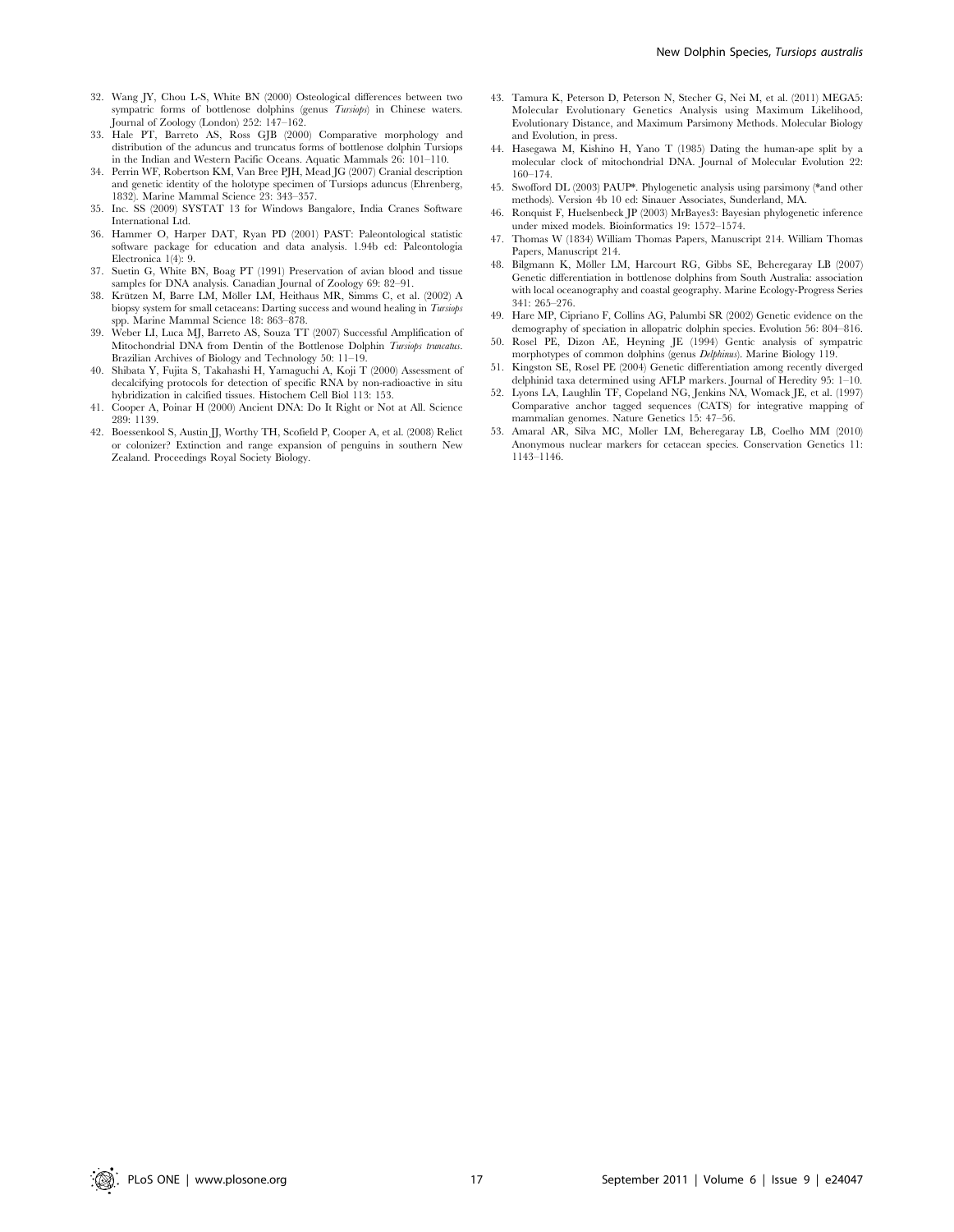32. Wang JY, Chou L-S, White BN (2000) Osteological differences between two sympatric forms of bottlenose dolphins (genus *Tursiops*) in Chinese waters. Journal of Zoology (London) 252: 147–162.
33. Hale PT, Barreto AS, Ross GJB (2000) Comparative morphology and distribution of the aduncus and truncatus forms of bottlenose dolphin Tursiops in the Indian and Western Pacific Oceans. Aquatic Mammals 26: 101–110.
34. Perrin WF, Robertson KM, Van Bree PJH, Mead JG (2007) Cranial description and genetic identity of the holotype specimen of Tursiops aduncus (Ehrenberg, 1832). Marine Mammal Science 23: 343–357.
35. Inc. SS (2009) SYSTAT 13 for Windows Bangalore, India Cranes Software International Ltd.
36. Hammer O, Harper DAT, Ryan PD (2001) PAST: Paleontological statistic software package for education and data analysis. 1.94b ed: Paleontologia Electronica 1(4): 9.
37. Suetin G, White BN, Boag PT (1991) Preservation of avian blood and tissue samples for DNA analysis. Canadian Journal of Zoology 69: 82–91.
38. Krützen M, Barre LM, Möller LM, Heithaus MR, Simms C, et al. (2002) A biopsy system for small cetaceans: Darting success and wound healing in *Tursiops* spp. Marine Mammal Science 18: 863–878.
39. Weber LI, Luca MJ, Barreto AS, Souza TT (2007) Successful Amplification of Mitochondrial DNA from Dentin of the Bottlenose Dolphin *Tursiops truncatus*. Brazilian Archives of Biology and Technology 50: 11–19.
40. Shibata Y, Fujita S, Takahashi H, Yamaguchi A, Koji T (2000) Assessment of decalcifying protocols for detection of specific RNA by non-radioactive in situ hybridization in calcified tissues. Histochem Cell Biol 113: 153.
41. Cooper A, Poinar H (2000) Ancient DNA: Do It Right or Not at All. Science 289: 1139.
42. Boessenkool S, Austin JJ, Worthy TH, Scofield P, Cooper A, et al. (2008) Relict or colonizer? Extinction and range expansion of penguins in southern New Zealand. Proceedings Royal Society Biology.
43. Tamura K, Peterson D, Peterson N, Stecher G, Nei M, et al. (2011) MEGA5: Molecular Evolutionary Genetics Analysis using Maximum Likelihood, Evolutionary Distance, and Maximum Parsimony Methods. Molecular Biology and Evolution, in press.
44. Hasegawa M, Kishino H, Yano T (1985) Dating the human-ape split by a molecular clock of mitochondrial DNA. Journal of Molecular Evolution 22: 160–174.
45. Swofford DL (2003) PAUP*. Phylogenetic analysis using parsimony (*and other methods). Version 4b 10 ed: Sinauer Associates, Sunderland, MA.
46. Ronquist F, Huelsenbeck JP (2003) MrBayes3: Bayesian phylogenetic inference under mixed models. Bioinformatics 19: 1572–1574.
47. Thomas W (1834) William Thomas Papers, Manuscript 214. William Thomas Papers, Manuscript 214.
48. Bilgmann K, Möller LM, Harcourt RG, Gibbs SE, Beheregaray LB (2007) Genetic differentiation in bottlenose dolphins from South Australia: association with local oceanography and coastal geography. Marine Ecology-Progress Series 341: 265–276.
49. Hare MP, Cipriano F, Collins AG, Palumbi SR (2002) Genetic evidence on the demography of speciation in allopatric dolphin species. Evolution 56: 804–816.
50. Rosel PE, Dizon AE, Heyning JE (1994) Gentic analysis of sympatric morphotypes of common dolphins (genus *Delphinus*). Marine Biology 119.
51. Kingston SE, Rosel PE (2004) Genetic differentiation among recently diverged delphinid taxa determined using AFLP markers. Journal of Heredity 95: 1–10.
52. Lyons LA, Laughlin TF, Copeland NG, Jenkins NA, Womack JE, et al. (1997) Comparative anchor tagged sequences (CATS) for integrative mapping of mammalian genomes. Nature Genetics 15: 47–56.
53. Amaral AR, Silva MC, Moller LM, Beheregaray LB, Coelho MM (2010) Anonymous nuclear markers for cetacean species. Conservation Genetics 11: 1143–1146.